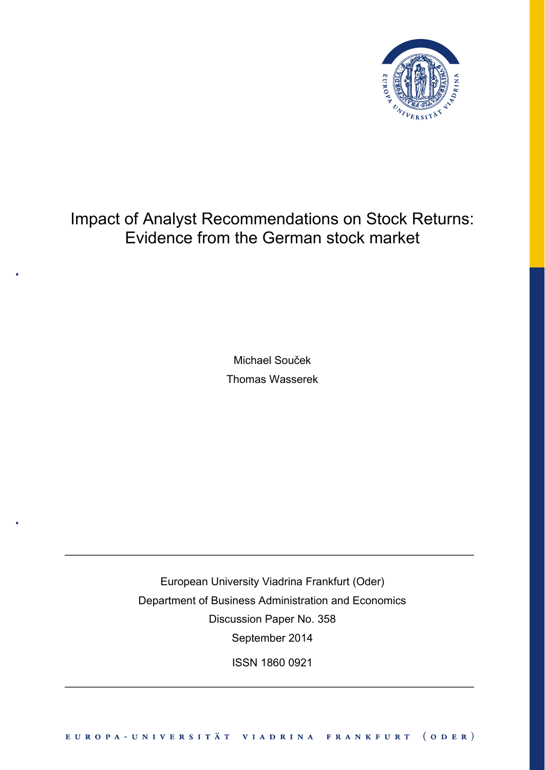# Impact of Analyst Recommendations on Stock Returns: Evidence from the German stock market

Michael Souček

Thomas Wasserek

---

European University Viadrina Frankfurt (Oder)

Department of Business Administration and Economics

Discussion Paper No. 358

September 2014

ISSN 1860 0921

---

EUROPA-UNIVERSITÄT VIADRINA FRANKFURT (ODER)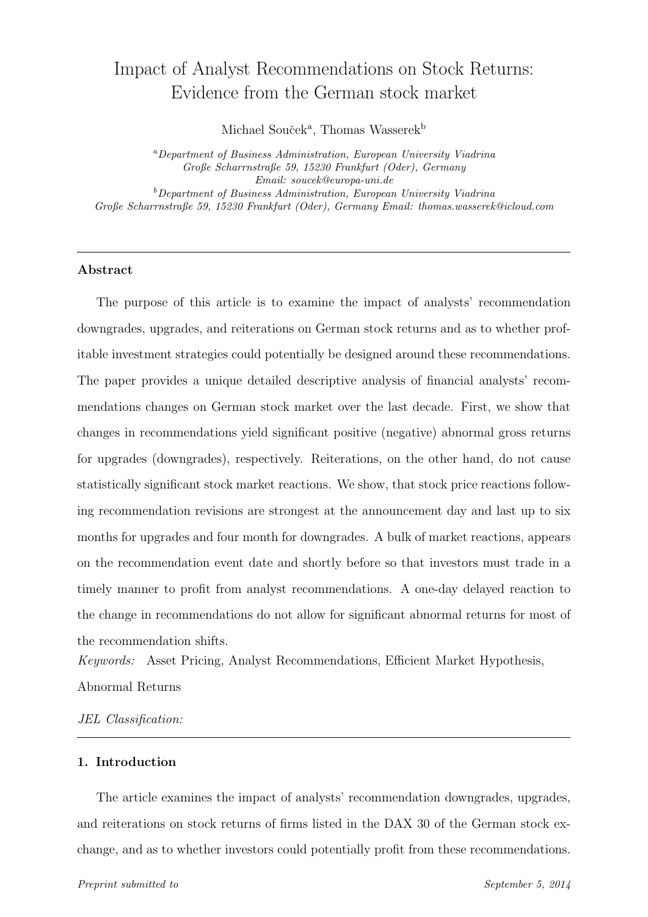# Impact of Analyst Recommendations on Stock Returns: Evidence from the German stock market

Michael Souček[a], Thomas Wasserek[b]

[a]*Department of Business Administration, European University Viadrina Große Scharrnstraße 59, 15230 Frankfurt (Oder), Germany Email: soucek@europa-uni.de*

[b]*Department of Business Administration, European University Viadrina Große Scharrnstraße 59, 15230 Frankfurt (Oder), Germany Email: thomas.wasserek@icloud.com*

---

**Abstract**

The purpose of this article is to examine the impact of analysts' recommendation downgrades, upgrades, and reiterations on German stock returns and as to whether profitable investment strategies could potentially be designed around these recommendations. The paper provides a unique detailed descriptive analysis of financial analysts' recommendations changes on German stock market over the last decade. First, we show that changes in recommendations yield significant positive (negative) abnormal gross returns for upgrades (downgrades), respectively. Reiterations, on the other hand, do not cause statistically significant stock market reactions. We show, that stock price reactions following recommendation revisions are strongest at the announcement day and last up to six months for upgrades and four month for downgrades. A bulk of market reactions, appears on the recommendation event date and shortly before so that investors must trade in a timely manner to profit from analyst recommendations. A one-day delayed reaction to the change in recommendations do not allow for significant abnormal returns for most of the recommendation shifts.

*Keywords:* Asset Pricing, Analyst Recommendations, Efficient Market Hypothesis, Abnormal Returns

*JEL Classification:*

---

## 1. Introduction

The article examines the impact of analysts' recommendation downgrades, upgrades, and reiterations on stock returns of firms listed in the DAX 30 of the German stock exchange, and as to whether investors could potentially profit from these recommendations.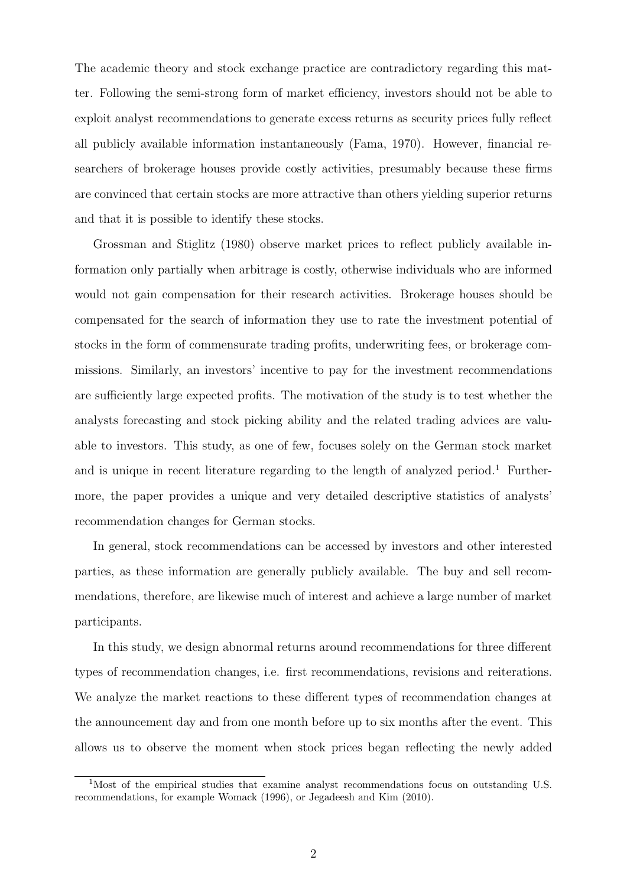The academic theory and stock exchange practice are contradictory regarding this matter. Following the semi-strong form of market efficiency, investors should not be able to exploit analyst recommendations to generate excess returns as security prices fully reflect all publicly available information instantaneously (Fama, 1970). However, financial researchers of brokerage houses provide costly activities, presumably because these firms are convinced that certain stocks are more attractive than others yielding superior returns and that it is possible to identify these stocks.

Grossman and Stiglitz (1980) observe market prices to reflect publicly available information only partially when arbitrage is costly, otherwise individuals who are informed would not gain compensation for their research activities. Brokerage houses should be compensated for the search of information they use to rate the investment potential of stocks in the form of commensurate trading profits, underwriting fees, or brokerage commissions. Similarly, an investors' incentive to pay for the investment recommendations are sufficiently large expected profits. The motivation of the study is to test whether the analysts forecasting and stock picking ability and the related trading advices are valuable to investors. This study, as one of few, focuses solely on the German stock market and is unique in recent literature regarding to the length of analyzed period.[1] Furthermore, the paper provides a unique and very detailed descriptive statistics of analysts' recommendation changes for German stocks.

In general, stock recommendations can be accessed by investors and other interested parties, as these information are generally publicly available. The buy and sell recommendations, therefore, are likewise much of interest and achieve a large number of market participants.

In this study, we design abnormal returns around recommendations for three different types of recommendation changes, i.e. first recommendations, revisions and reiterations. We analyze the market reactions to these different types of recommendation changes at the announcement day and from one month before up to six months after the event. This allows us to observe the moment when stock prices began reflecting the newly added

[1] Most of the empirical studies that examine analyst recommendations focus on outstanding U.S. recommendations, for example Womack (1996), or Jegadeesh and Kim (2010).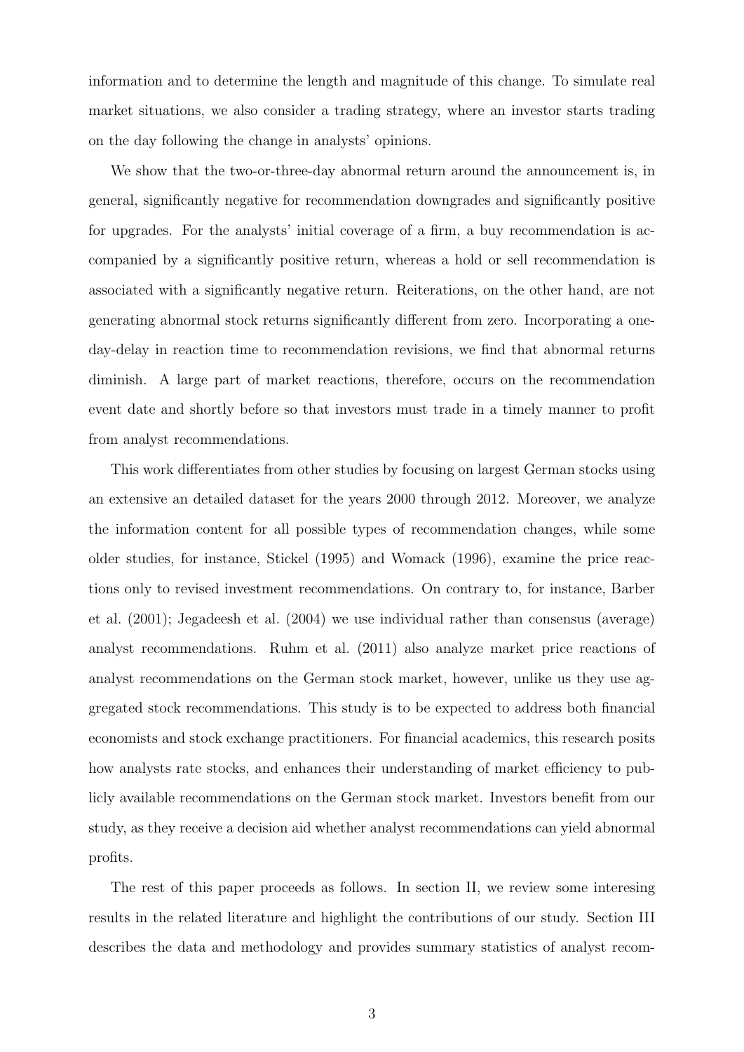information and to determine the length and magnitude of this change. To simulate real market situations, we also consider a trading strategy, where an investor starts trading on the day following the change in analysts' opinions.

We show that the two-or-three-day abnormal return around the announcement is, in general, significantly negative for recommendation downgrades and significantly positive for upgrades. For the analysts' initial coverage of a firm, a buy recommendation is accompanied by a significantly positive return, whereas a hold or sell recommendation is associated with a significantly negative return. Reiterations, on the other hand, are not generating abnormal stock returns significantly different from zero. Incorporating a one-day-delay in reaction time to recommendation revisions, we find that abnormal returns diminish. A large part of market reactions, therefore, occurs on the recommendation event date and shortly before so that investors must trade in a timely manner to profit from analyst recommendations.

This work differentiates from other studies by focusing on largest German stocks using an extensive an detailed dataset for the years 2000 through 2012. Moreover, we analyze the information content for all possible types of recommendation changes, while some older studies, for instance, Stickel (1995) and Womack (1996), examine the price reactions only to revised investment recommendations. On contrary to, for instance, Barber et al. (2001); Jegadeesh et al. (2004) we use individual rather than consensus (average) analyst recommendations. Ruhm et al. (2011) also analyze market price reactions of analyst recommendations on the German stock market, however, unlike us they use aggregated stock recommendations. This study is to be expected to address both financial economists and stock exchange practitioners. For financial academics, this research posits how analysts rate stocks, and enhances their understanding of market efficiency to publicly available recommendations on the German stock market. Investors benefit from our study, as they receive a decision aid whether analyst recommendations can yield abnormal profits.

The rest of this paper proceeds as follows. In section II, we review some interesing results in the related literature and highlight the contributions of our study. Section III describes the data and methodology and provides summary statistics of analyst recom-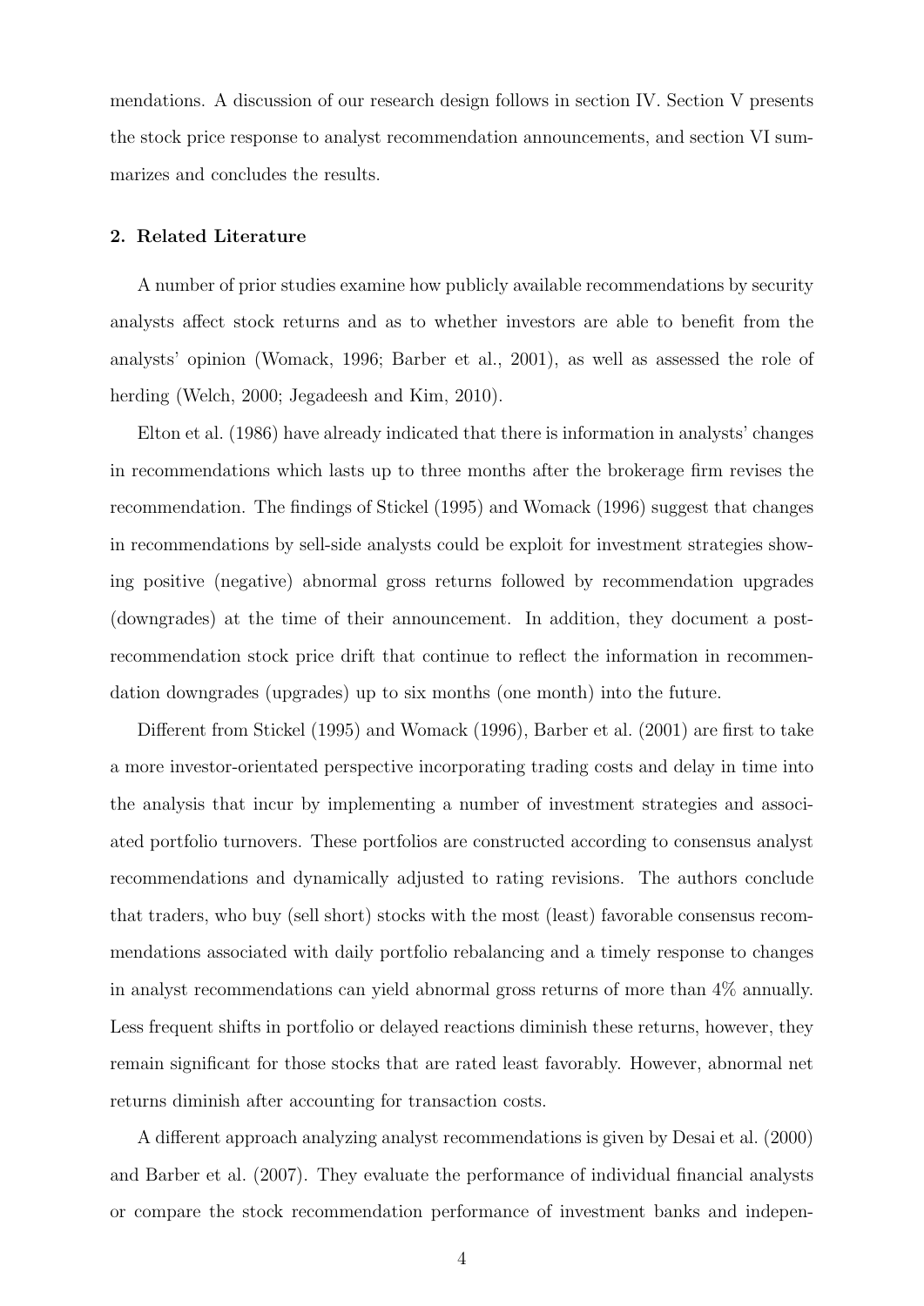mendations. A discussion of our research design follows in section IV. Section V presents the stock price response to analyst recommendation announcements, and section VI summarizes and concludes the results.

## 2. Related Literature

A number of prior studies examine how publicly available recommendations by security analysts affect stock returns and as to whether investors are able to benefit from the analysts' opinion (Womack, 1996; Barber et al., 2001), as well as assessed the role of herding (Welch, 2000; Jegadeesh and Kim, 2010).

Elton et al. (1986) have already indicated that there is information in analysts' changes in recommendations which lasts up to three months after the brokerage firm revises the recommendation. The findings of Stickel (1995) and Womack (1996) suggest that changes in recommendations by sell-side analysts could be exploit for investment strategies showing positive (negative) abnormal gross returns followed by recommendation upgrades (downgrades) at the time of their announcement. In addition, they document a post-recommendation stock price drift that continue to reflect the information in recommendation downgrades (upgrades) up to six months (one month) into the future.

Different from Stickel (1995) and Womack (1996), Barber et al. (2001) are first to take a more investor-orientated perspective incorporating trading costs and delay in time into the analysis that incur by implementing a number of investment strategies and associated portfolio turnovers. These portfolios are constructed according to consensus analyst recommendations and dynamically adjusted to rating revisions. The authors conclude that traders, who buy (sell short) stocks with the most (least) favorable consensus recommendations associated with daily portfolio rebalancing and a timely response to changes in analyst recommendations can yield abnormal gross returns of more than 4% annually. Less frequent shifts in portfolio or delayed reactions diminish these returns, however, they remain significant for those stocks that are rated least favorably. However, abnormal net returns diminish after accounting for transaction costs.

A different approach analyzing analyst recommendations is given by Desai et al. (2000) and Barber et al. (2007). They evaluate the performance of individual financial analysts or compare the stock recommendation performance of investment banks and indepen-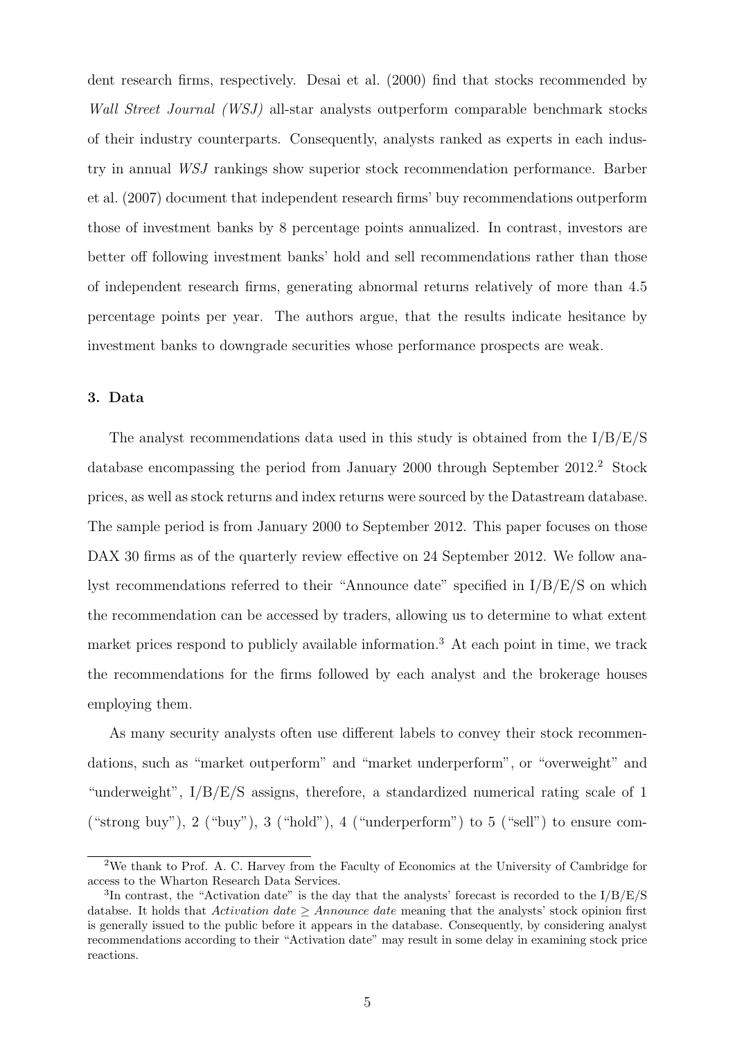dent research firms, respectively. Desai et al. (2000) find that stocks recommended by *Wall Street Journal (WSJ)* all-star analysts outperform comparable benchmark stocks of their industry counterparts. Consequently, analysts ranked as experts in each industry in annual *WSJ* rankings show superior stock recommendation performance. Barber et al. (2007) document that independent research firms' buy recommendations outperform those of investment banks by 8 percentage points annualized. In contrast, investors are better off following investment banks' hold and sell recommendations rather than those of independent research firms, generating abnormal returns relatively of more than 4.5 percentage points per year. The authors argue, that the results indicate hesitance by investment banks to downgrade securities whose performance prospects are weak.

### 3. Data

The analyst recommendations data used in this study is obtained from the I/B/E/S database encompassing the period from January 2000 through September 2012.[2] Stock prices, as well as stock returns and index returns were sourced by the Datastream database. The sample period is from January 2000 to September 2012. This paper focuses on those DAX 30 firms as of the quarterly review effective on 24 September 2012. We follow analyst recommendations referred to their "Announce date" specified in I/B/E/S on which the recommendation can be accessed by traders, allowing us to determine to what extent market prices respond to publicly available information.[3] At each point in time, we track the recommendations for the firms followed by each analyst and the brokerage houses employing them.

As many security analysts often use different labels to convey their stock recommendations, such as "market outperform" and "market underperform", or "overweight" and "underweight", I/B/E/S assigns, therefore, a standardized numerical rating scale of 1 ("strong buy"), 2 ("buy"), 3 ("hold"), 4 ("underperform") to 5 ("sell") to ensure com-

[2] We thank to Prof. A. C. Harvey from the Faculty of Economics at the University of Cambridge for access to the Wharton Research Data Services.

[3] In contrast, the "Activation date" is the day that the analysts' forecast is recorded to the I/B/E/S databse. It holds that *Activation date* $\geq$ *Announce date* meaning that the analysts' stock opinion first is generally issued to the public before it appears in the database. Consequently, by considering analyst recommendations according to their "Activation date" may result in some delay in examining stock price reactions.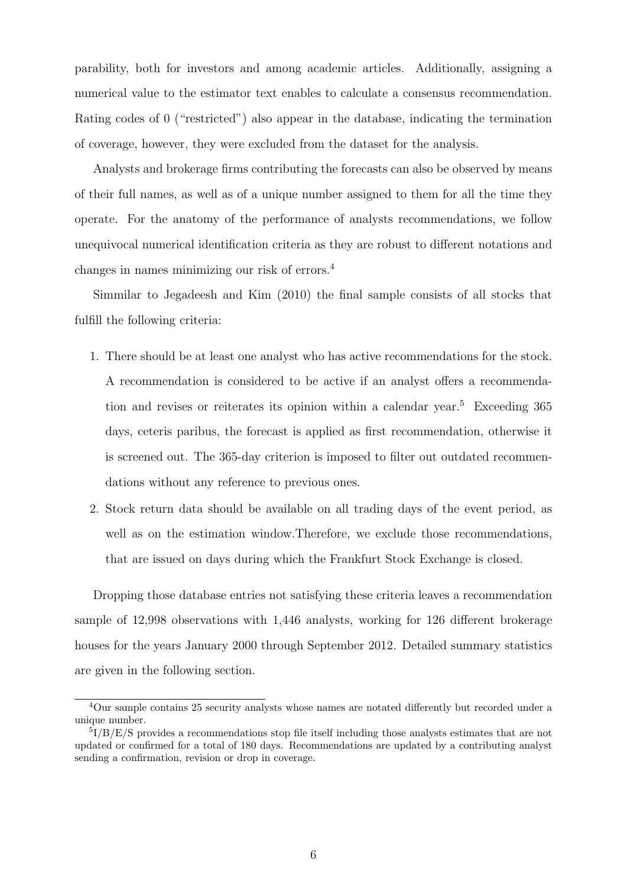parability, both for investors and among academic articles. Additionally, assigning a numerical value to the estimator text enables to calculate a consensus recommendation. Rating codes of 0 ("restricted") also appear in the database, indicating the termination of coverage, however, they were excluded from the dataset for the analysis.

Analysts and brokerage firms contributing the forecasts can also be observed by means of their full names, as well as of a unique number assigned to them for all the time they operate. For the anatomy of the performance of analysts recommendations, we follow unequivocal numerical identification criteria as they are robust to different notations and changes in names minimizing our risk of errors.[4]

Simmilar to Jegadeesh and Kim (2010) the final sample consists of all stocks that fulfill the following criteria:

1. There should be at least one analyst who has active recommendations for the stock. A recommendation is considered to be active if an analyst offers a recommendation and revises or reiterates its opinion within a calendar year.[5] Exceeding 365 days, ceteris paribus, the forecast is applied as first recommendation, otherwise it is screened out. The 365-day criterion is imposed to filter out outdated recommendations without any reference to previous ones.
2. Stock return data should be available on all trading days of the event period, as well as on the estimation window.Therefore, we exclude those recommendations, that are issued on days during which the Frankfurt Stock Exchange is closed.

Dropping those database entries not satisfying these criteria leaves a recommendation sample of 12,998 observations with 1,446 analysts, working for 126 different brokerage houses for the years January 2000 through September 2012. Detailed summary statistics are given in the following section.

[4] Our sample contains 25 security analysts whose names are notated differently but recorded under a unique number.

[5] I/B/E/S provides a recommendations stop file itself including those analysts estimates that are not updated or confirmed for a total of 180 days. Recommendations are updated by a contributing analyst sending a confirmation, revision or drop in coverage.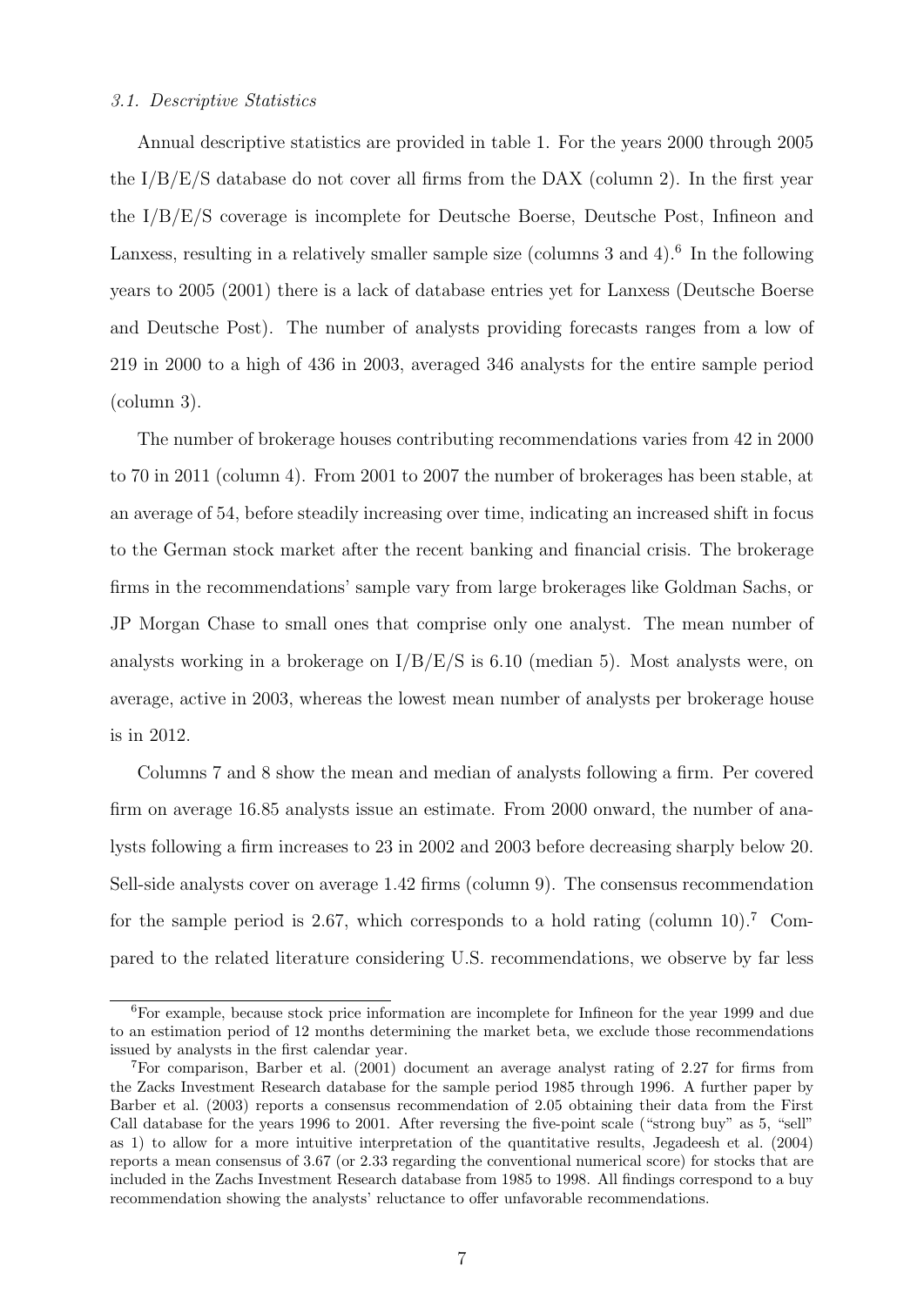### *3.1. Descriptive Statistics*

Annual descriptive statistics are provided in table 1. For the years 2000 through 2005 the I/B/E/S database do not cover all firms from the DAX (column 2). In the first year the I/B/E/S coverage is incomplete for Deutsche Boerse, Deutsche Post, Infineon and Lanxess, resulting in a relatively smaller sample size (columns 3 and 4).[6] In the following years to 2005 (2001) there is a lack of database entries yet for Lanxess (Deutsche Boerse and Deutsche Post). The number of analysts providing forecasts ranges from a low of 219 in 2000 to a high of 436 in 2003, averaged 346 analysts for the entire sample period (column 3).

The number of brokerage houses contributing recommendations varies from 42 in 2000 to 70 in 2011 (column 4). From 2001 to 2007 the number of brokerages has been stable, at an average of 54, before steadily increasing over time, indicating an increased shift in focus to the German stock market after the recent banking and financial crisis. The brokerage firms in the recommendations' sample vary from large brokerages like Goldman Sachs, or JP Morgan Chase to small ones that comprise only one analyst. The mean number of analysts working in a brokerage on I/B/E/S is 6.10 (median 5). Most analysts were, on average, active in 2003, whereas the lowest mean number of analysts per brokerage house is in 2012.

Columns 7 and 8 show the mean and median of analysts following a firm. Per covered firm on average 16.85 analysts issue an estimate. From 2000 onward, the number of analysts following a firm increases to 23 in 2002 and 2003 before decreasing sharply below 20. Sell-side analysts cover on average 1.42 firms (column 9). The consensus recommendation for the sample period is 2.67, which corresponds to a hold rating (column 10).[7] Compared to the related literature considering U.S. recommendations, we observe by far less

[6] For example, because stock price information are incomplete for Infineon for the year 1999 and due to an estimation period of 12 months determining the market beta, we exclude those recommendations issued by analysts in the first calendar year.

[7] For comparison, Barber et al. (2001) document an average analyst rating of 2.27 for firms from the Zacks Investment Research database for the sample period 1985 through 1996. A further paper by Barber et al. (2003) reports a consensus recommendation of 2.05 obtaining their data from the First Call database for the years 1996 to 2001. After reversing the five-point scale ("strong buy" as 5, "sell" as 1) to allow for a more intuitive interpretation of the quantitative results, Jegadeesh et al. (2004) reports a mean consensus of 3.67 (or 2.33 regarding the conventional numerical score) for stocks that are included in the Zachs Investment Research database from 1985 to 1998. All findings correspond to a buy recommendation showing the analysts' reluctance to offer unfavorable recommendations.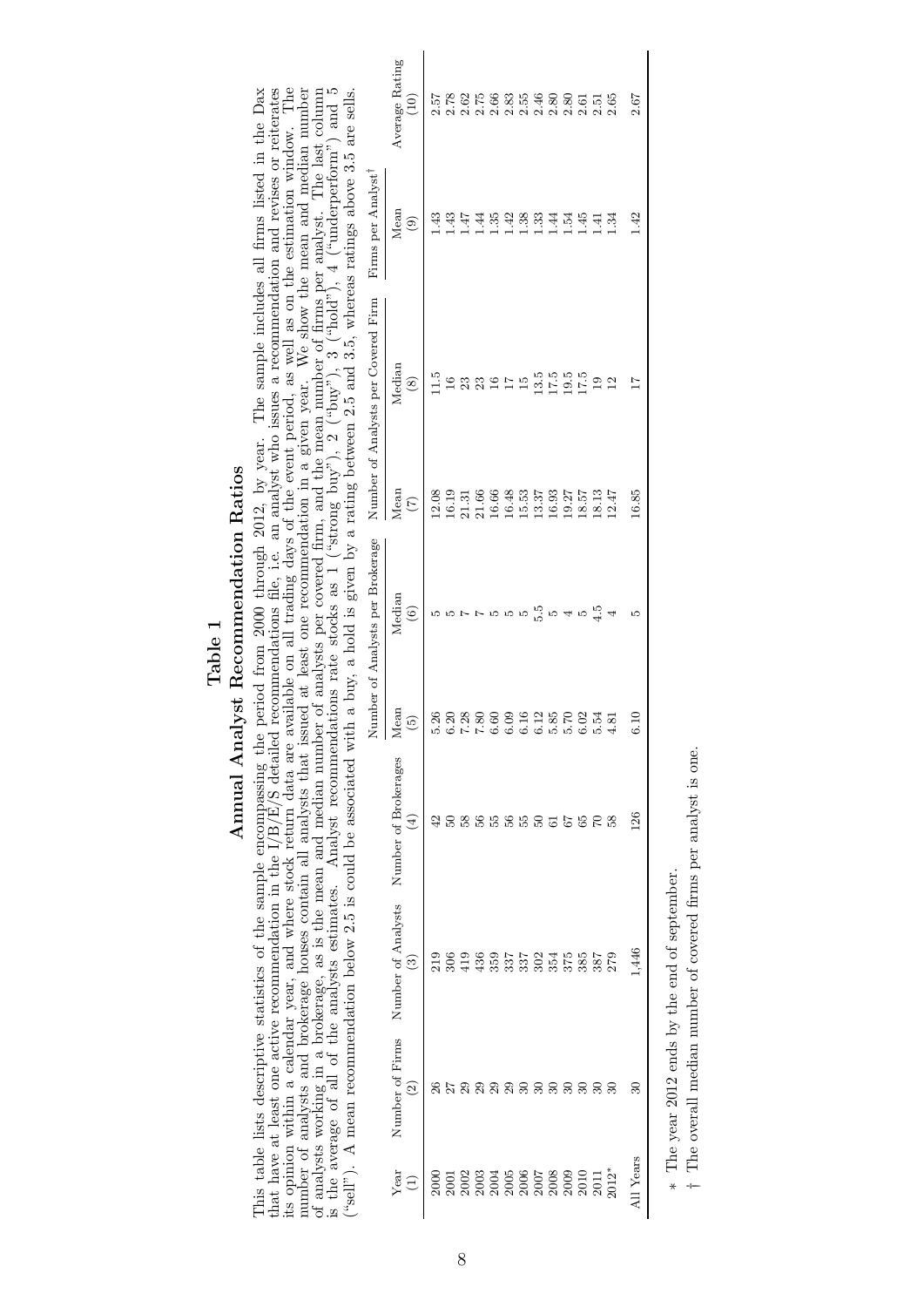# Table 1

## Annual Analyst Recommendation Ratios

This table lists descriptive statistics of the sample encompassing the period from 2000 through 2012, by year. The sample includes all firms listed in the Dax that have at least one active recommendation in the I/B/E/S detailed recommendations file, i.e. an analyst who issues a recommendation and revises or reiterates its opinion within a calendar year, and where stock return data are available on all trading days of the event period, as well as on the estimation window. The number of analysts and brokerage houses contain all analysts that issued at least one recommendation in a given year. We show the mean and median number of analysts working in a brokerage, as is the mean and median number of analysts per covered firm, and the mean number of firms per analyst. The last column is the average of all of the analysts estimates. Analyst recommendations rate stocks as 1 ("strong buy"), 2 ("buy"), 3 ("hold"), 4 ("underperform") and 5 ("sell"). A mean recommendation below 2.5 is could be associated with a buy, a hold is given by a rating between 2.5 and 3.5, whereas ratings above 3.5 are sells.

| Year | Number of Firms | Number of Analysts | Number of Brokerages | Number of Analysts per Brokerage | | Number of Analysts per Covered Firm | | Firms per Analyst† | Average Rating |
|---|---|---|---|---|---|---|---|---|---|
| | | | | Mean | Median | Mean | Median | Mean | |
| (1) | (2) | (3) | (4) | (5) | (6) | (7) | (8) | (9) | (10) |
| 2000 | 26 | 219 | 42 | 5.26 | 5 | 12.08 | 11.5 | 1.43 | 2.57 |
| 2001 | 27 | 306 | 50 | 6.20 | 5 | 16.19 | 16 | 1.43 | 2.78 |
| 2002 | 29 | 419 | 58 | 7.28 | 7 | 21.31 | 23 | 1.47 | 2.62 |
| 2003 | 29 | 436 | 56 | 7.80 | 7 | 21.66 | 23 | 1.44 | 2.75 |
| 2004 | 29 | 359 | 55 | 6.60 | 5 | 16.66 | 16 | 1.35 | 2.66 |
| 2005 | 29 | 337 | 56 | 6.09 | 5 | 16.48 | 17 | 1.42 | 2.83 |
| 2006 | 30 | 337 | 55 | 6.16 | 5 | 15.53 | 15 | 1.38 | 2.55 |
| 2007 | 30 | 302 | 50 | 6.12 | 5.5 | 13.37 | 13.5 | 1.33 | 2.46 |
| 2008 | 30 | 354 | 61 | 5.85 | 5 | 16.93 | 17.5 | 1.44 | 2.80 |
| 2009 | 30 | 375 | 67 | 5.70 | 4 | 19.27 | 19.5 | 1.54 | 2.80 |
| 2010 | 30 | 385 | 65 | 6.02 | 5 | 18.57 | 17.5 | 1.45 | 2.61 |
| 2011 | 30 | 387 | 70 | 5.54 | 4.5 | 18.13 | 19 | 1.41 | 2.51 |
| 2012* | 30 | 279 | 58 | 4.81 | 4 | 12.47 | 12 | 1.34 | 2.65 |
| All Years | 30 | 1,446 | 126 | 6.10 | 5 | 16.85 | 17 | 1.42 | 2.67 |

* The year 2012 ends by the end of september.

† The overall median number of covered firms per analyst is one.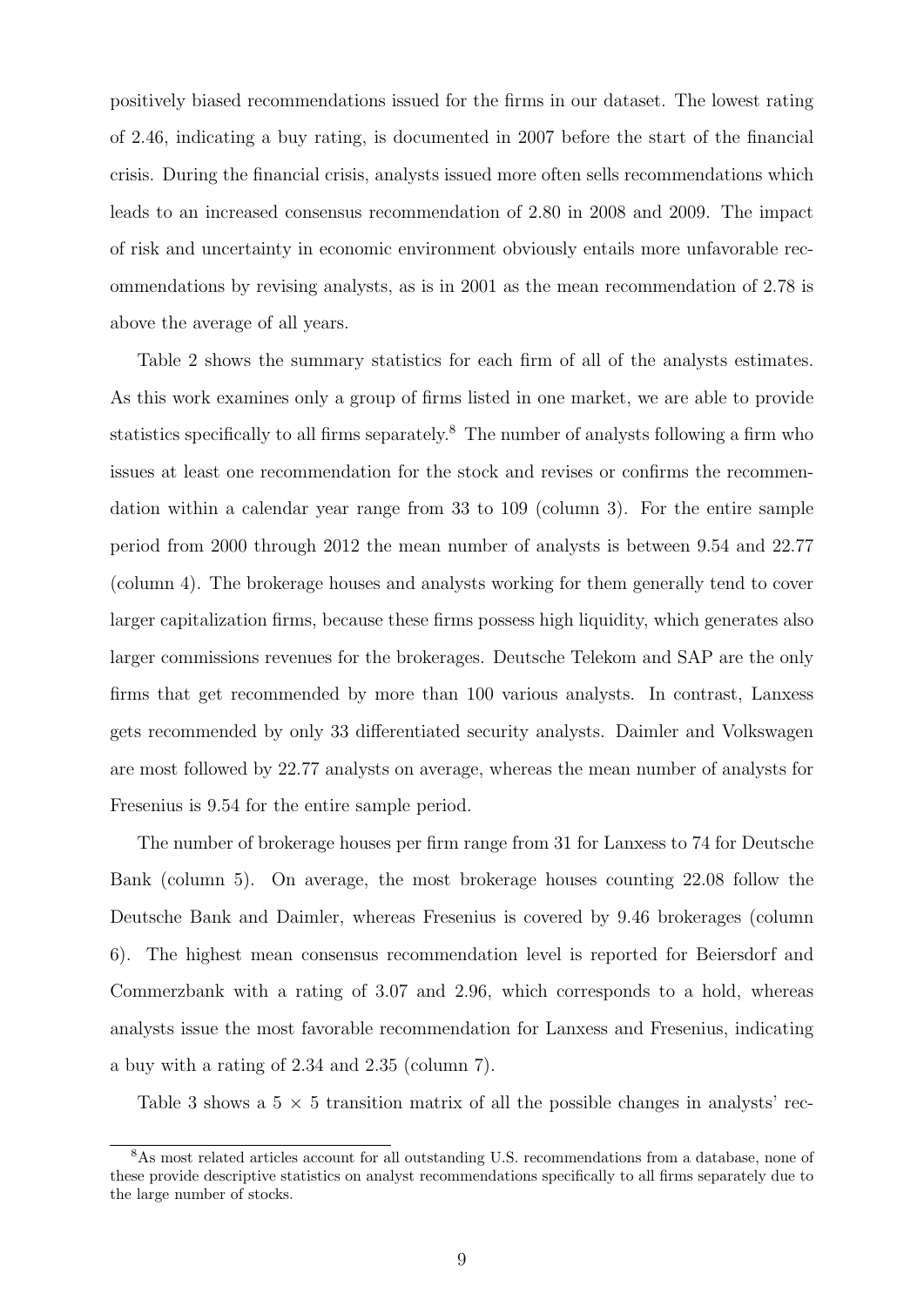positively biased recommendations issued for the firms in our dataset. The lowest rating of 2.46, indicating a buy rating, is documented in 2007 before the start of the financial crisis. During the financial crisis, analysts issued more often sells recommendations which leads to an increased consensus recommendation of 2.80 in 2008 and 2009. The impact of risk and uncertainty in economic environment obviously entails more unfavorable recommendations by revising analysts, as is in 2001 as the mean recommendation of 2.78 is above the average of all years.

Table 2 shows the summary statistics for each firm of all of the analysts estimates. As this work examines only a group of firms listed in one market, we are able to provide statistics specifically to all firms separately.[8] The number of analysts following a firm who issues at least one recommendation for the stock and revises or confirms the recommendation within a calendar year range from 33 to 109 (column 3). For the entire sample period from 2000 through 2012 the mean number of analysts is between 9.54 and 22.77 (column 4). The brokerage houses and analysts working for them generally tend to cover larger capitalization firms, because these firms possess high liquidity, which generates also larger commissions revenues for the brokerages. Deutsche Telekom and SAP are the only firms that get recommended by more than 100 various analysts. In contrast, Lanxess gets recommended by only 33 differentiated security analysts. Daimler and Volkswagen are most followed by 22.77 analysts on average, whereas the mean number of analysts for Fresenius is 9.54 for the entire sample period.

The number of brokerage houses per firm range from 31 for Lanxess to 74 for Deutsche Bank (column 5). On average, the most brokerage houses counting 22.08 follow the Deutsche Bank and Daimler, whereas Fresenius is covered by 9.46 brokerages (column 6). The highest mean consensus recommendation level is reported for Beiersdorf and Commerzbank with a rating of 3.07 and 2.96, which corresponds to a hold, whereas analysts issue the most favorable recommendation for Lanxess and Fresenius, indicating a buy with a rating of 2.34 and 2.35 (column 7).

Table 3 shows a 5 × 5 transition matrix of all the possible changes in analysts' rec-

[8] As most related articles account for all outstanding U.S. recommendations from a database, none of these provide descriptive statistics on analyst recommendations specifically to all firms separately due to the large number of stocks.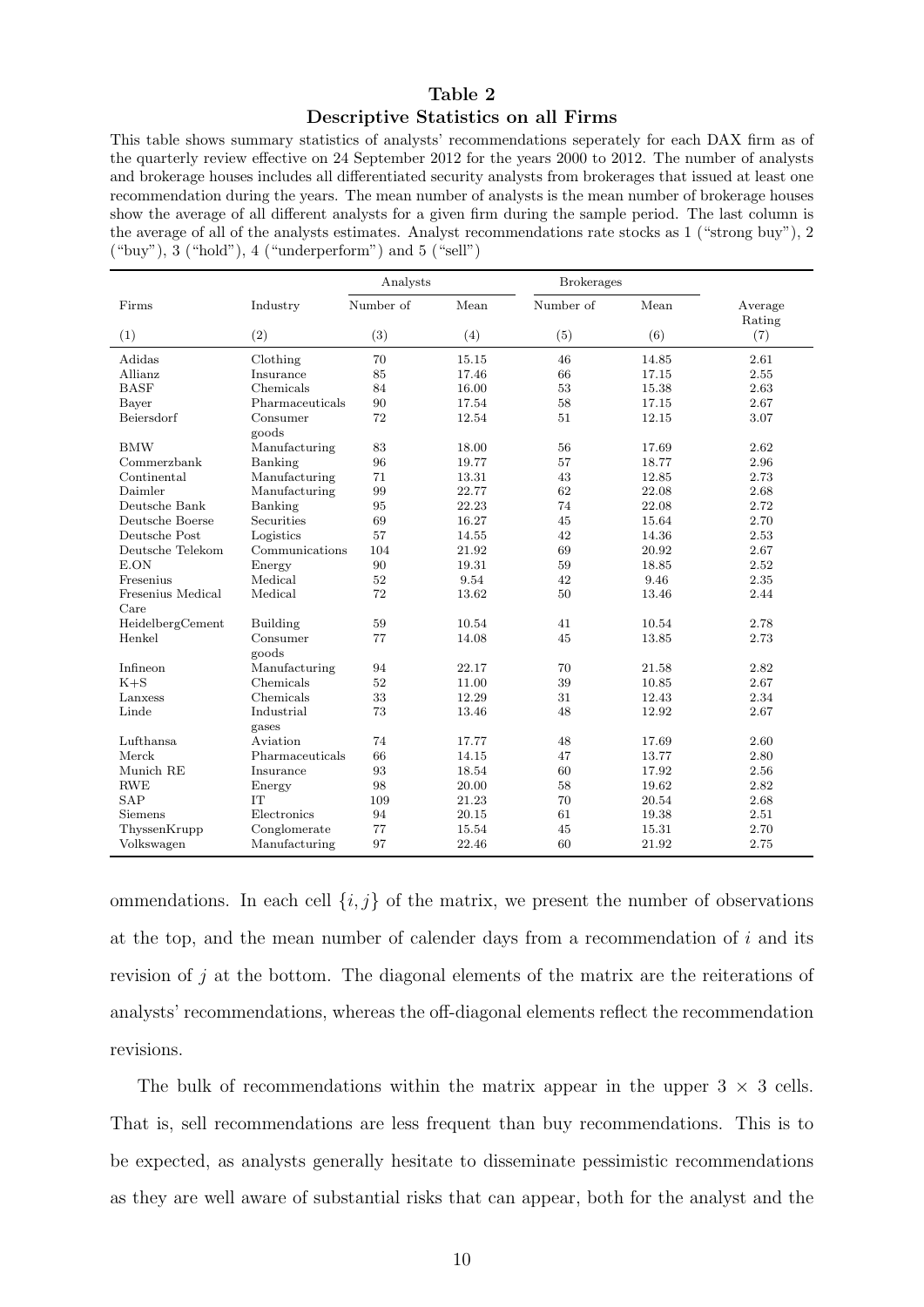**Table 2**
**Descriptive Statistics on all Firms**

This table shows summary statistics of analysts' recommendations seperately for each DAX firm as of the quarterly review effective on 24 September 2012 for the years 2000 to 2012. The number of analysts and brokerage houses includes all differentiated security analysts from brokerages that issued at least one recommendation during the years. The mean number of analysts is the mean number of brokerage houses show the average of all different analysts for a given firm during the sample period. The last column is the average of all of the analysts estimates. Analyst recommendations rate stocks as 1 ("strong buy"), 2 ("buy"), 3 ("hold"), 4 ("underperform") and 5 ("sell")

| | | Analysts | | Brokerages | | |
|---|---|---|---|---|---|---|
| Firms | Industry | Number of | Mean | Number of | Mean | Average Rating |
| (1) | (2) | (3) | (4) | (5) | (6) | (7) |
| Adidas | Clothing | 70 | 15.15 | 46 | 14.85 | 2.61 |
| Allianz | Insurance | 85 | 17.46 | 66 | 17.15 | 2.55 |
| BASF | Chemicals | 84 | 16.00 | 53 | 15.38 | 2.63 |
| Bayer | Pharmaceuticals | 90 | 17.54 | 58 | 17.15 | 2.67 |
| Beiersdorf | Consumer goods | 72 | 12.54 | 51 | 12.15 | 3.07 |
| BMW | Manufacturing | 83 | 18.00 | 56 | 17.69 | 2.62 |
| Commerzbank | Banking | 96 | 19.77 | 57 | 18.77 | 2.96 |
| Continental | Manufacturing | 71 | 13.31 | 43 | 12.85 | 2.73 |
| Daimler | Manufacturing | 99 | 22.77 | 62 | 22.08 | 2.68 |
| Deutsche Bank | Banking | 95 | 22.23 | 74 | 22.08 | 2.72 |
| Deutsche Boerse | Securities | 69 | 16.27 | 45 | 15.64 | 2.70 |
| Deutsche Post | Logistics | 57 | 14.55 | 42 | 14.36 | 2.53 |
| Deutsche Telekom | Communications | 104 | 21.92 | 69 | 20.92 | 2.67 |
| E.ON | Energy | 90 | 19.31 | 59 | 18.85 | 2.52 |
| Fresenius | Medical | 52 | 9.54 | 42 | 9.46 | 2.35 |
| Fresenius Medical Care | Medical | 72 | 13.62 | 50 | 13.46 | 2.44 |
| HeidelbergCement | Building | 59 | 10.54 | 41 | 10.54 | 2.78 |
| Henkel | Consumer goods | 77 | 14.08 | 45 | 13.85 | 2.73 |
| Infineon | Manufacturing | 94 | 22.17 | 70 | 21.58 | 2.82 |
| K+S | Chemicals | 52 | 11.00 | 39 | 10.85 | 2.67 |
| Lanxess | Chemicals | 33 | 12.29 | 31 | 12.43 | 2.34 |
| Linde | Industrial gases | 73 | 13.46 | 48 | 12.92 | 2.67 |
| Lufthansa | Aviation | 74 | 17.77 | 48 | 17.69 | 2.60 |
| Merck | Pharmaceuticals | 66 | 14.15 | 47 | 13.77 | 2.80 |
| Munich RE | Insurance | 93 | 18.54 | 60 | 17.92 | 2.56 |
| RWE | Energy | 98 | 20.00 | 58 | 19.62 | 2.82 |
| SAP | IT | 109 | 21.23 | 70 | 20.54 | 2.68 |
| Siemens | Electronics | 94 | 20.15 | 61 | 19.38 | 2.51 |
| ThyssenKrupp | Conglomerate | 77 | 15.54 | 45 | 15.31 | 2.70 |
| Volkswagen | Manufacturing | 97 | 22.46 | 60 | 21.92 | 2.75 |

ommendations. In each cell $\{i, j\}$ of the matrix, we present the number of observations at the top, and the mean number of calender days from a recommendation of $i$ and its revision of $j$ at the bottom. The diagonal elements of the matrix are the reiterations of analysts' recommendations, whereas the off-diagonal elements reflect the recommendation revisions.

The bulk of recommendations within the matrix appear in the upper $3 \times 3$ cells. That is, sell recommendations are less frequent than buy recommendations. This is to be expected, as analysts generally hesitate to disseminate pessimistic recommendations as they are well aware of substantial risks that can appear, both for the analyst and the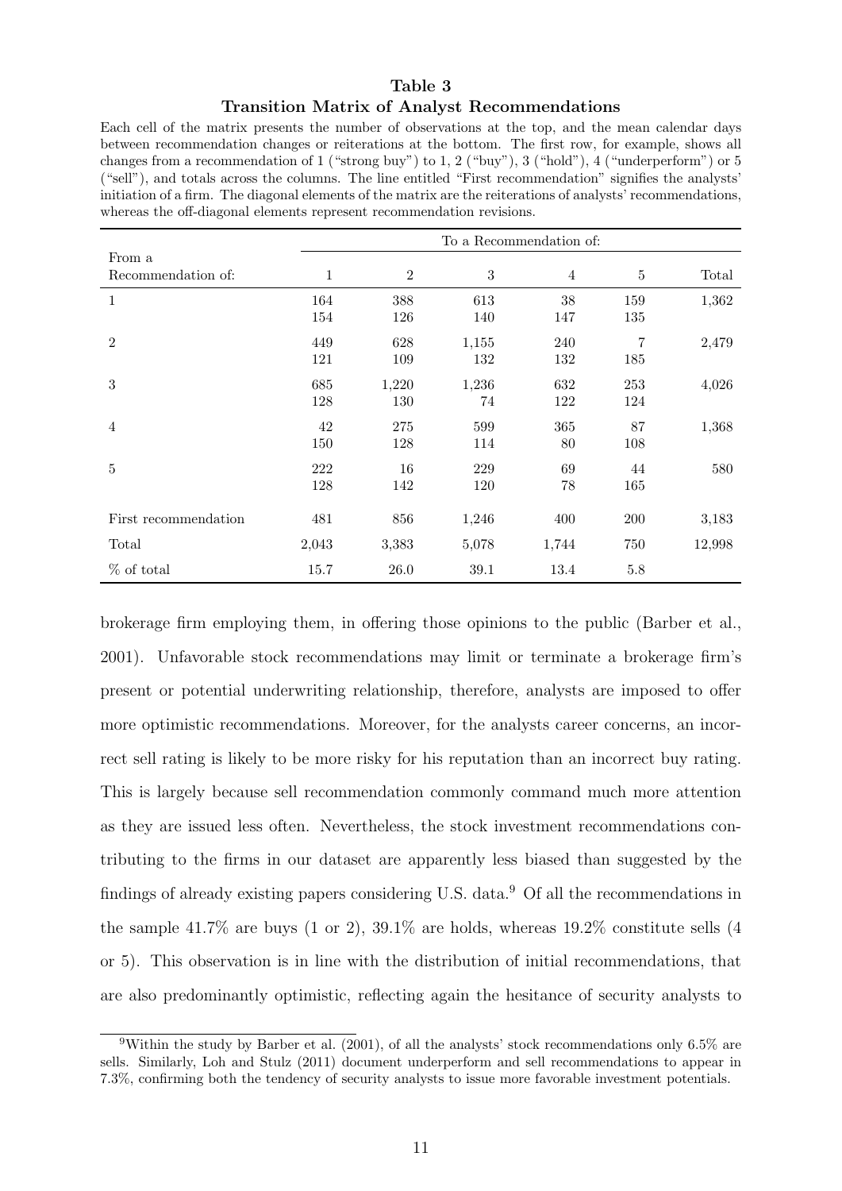**Table 3**
**Transition Matrix of Analyst Recommendations**

Each cell of the matrix presents the number of observations at the top, and the mean calendar days between recommendation changes or reiterations at the bottom. The first row, for example, shows all changes from a recommendation of 1 ("strong buy") to 1, 2 ("buy"), 3 ("hold"), 4 ("underperform") or 5 ("sell"), and totals across the columns. The line entitled "First recommendation" signifies the analysts' initiation of a firm. The diagonal elements of the matrix are the reiterations of analysts' recommendations, whereas the off-diagonal elements represent recommendation revisions.

| From a Recommendation of: | To a Recommendation of: 1 | 2 | 3 | 4 | 5 | Total |
|---|---|---|---|---|---|---|
| 1 | 164 | 388 | 613 | 38 | 159 | 1,362 |
| | 154 | 126 | 140 | 147 | 135 | |
| 2 | 449 | 628 | 1,155 | 240 | 7 | 2,479 |
| | 121 | 109 | 132 | 132 | 185 | |
| 3 | 685 | 1,220 | 1,236 | 632 | 253 | 4,026 |
| | 128 | 130 | 74 | 122 | 124 | |
| 4 | 42 | 275 | 599 | 365 | 87 | 1,368 |
| | 150 | 128 | 114 | 80 | 108 | |
| 5 | 222 | 16 | 229 | 69 | 44 | 580 |
| | 128 | 142 | 120 | 78 | 165 | |
| First recommendation | 481 | 856 | 1,246 | 400 | 200 | 3,183 |
| Total | 2,043 | 3,383 | 5,078 | 1,744 | 750 | 12,998 |
| % of total | 15.7 | 26.0 | 39.1 | 13.4 | 5.8 | |

brokerage firm employing them, in offering those opinions to the public (Barber et al., 2001). Unfavorable stock recommendations may limit or terminate a brokerage firm's present or potential underwriting relationship, therefore, analysts are imposed to offer more optimistic recommendations. Moreover, for the analysts career concerns, an incorrect sell rating is likely to be more risky for his reputation than an incorrect buy rating. This is largely because sell recommendation commonly command much more attention as they are issued less often. Nevertheless, the stock investment recommendations contributing to the firms in our dataset are apparently less biased than suggested by the findings of already existing papers considering U.S. data.[9] Of all the recommendations in the sample 41.7% are buys (1 or 2), 39.1% are holds, whereas 19.2% constitute sells (4 or 5). This observation is in line with the distribution of initial recommendations, that are also predominantly optimistic, reflecting again the hesitance of security analysts to

[9] Within the study by Barber et al. (2001), of all the analysts' stock recommendations only 6.5% are sells. Similarly, Loh and Stulz (2011) document underperform and sell recommendations to appear in 7.3%, confirming both the tendency of security analysts to issue more favorable investment potentials.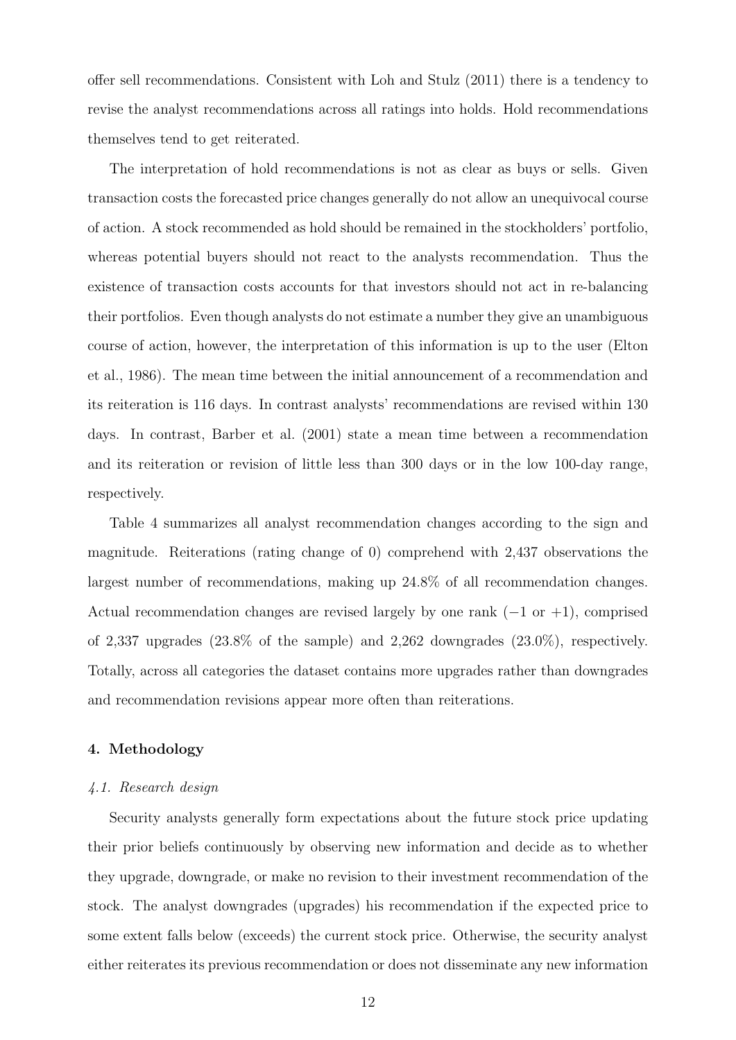offer sell recommendations. Consistent with Loh and Stulz (2011) there is a tendency to revise the analyst recommendations across all ratings into holds. Hold recommendations themselves tend to get reiterated.

The interpretation of hold recommendations is not as clear as buys or sells. Given transaction costs the forecasted price changes generally do not allow an unequivocal course of action. A stock recommended as hold should be remained in the stockholders' portfolio, whereas potential buyers should not react to the analysts recommendation. Thus the existence of transaction costs accounts for that investors should not act in re-balancing their portfolios. Even though analysts do not estimate a number they give an unambiguous course of action, however, the interpretation of this information is up to the user (Elton et al., 1986). The mean time between the initial announcement of a recommendation and its reiteration is 116 days. In contrast analysts' recommendations are revised within 130 days. In contrast, Barber et al. (2001) state a mean time between a recommendation and its reiteration or revision of little less than 300 days or in the low 100-day range, respectively.

Table 4 summarizes all analyst recommendation changes according to the sign and magnitude. Reiterations (rating change of 0) comprehend with 2,437 observations the largest number of recommendations, making up 24.8% of all recommendation changes. Actual recommendation changes are revised largely by one rank ($-1$ or $+1$), comprised of 2,337 upgrades (23.8% of the sample) and 2,262 downgrades (23.0%), respectively. Totally, across all categories the dataset contains more upgrades rather than downgrades and recommendation revisions appear more often than reiterations.

## 4. Methodology

### *4.1. Research design*

Security analysts generally form expectations about the future stock price updating their prior beliefs continuously by observing new information and decide as to whether they upgrade, downgrade, or make no revision to their investment recommendation of the stock. The analyst downgrades (upgrades) his recommendation if the expected price to some extent falls below (exceeds) the current stock price. Otherwise, the security analyst either reiterates its previous recommendation or does not disseminate any new information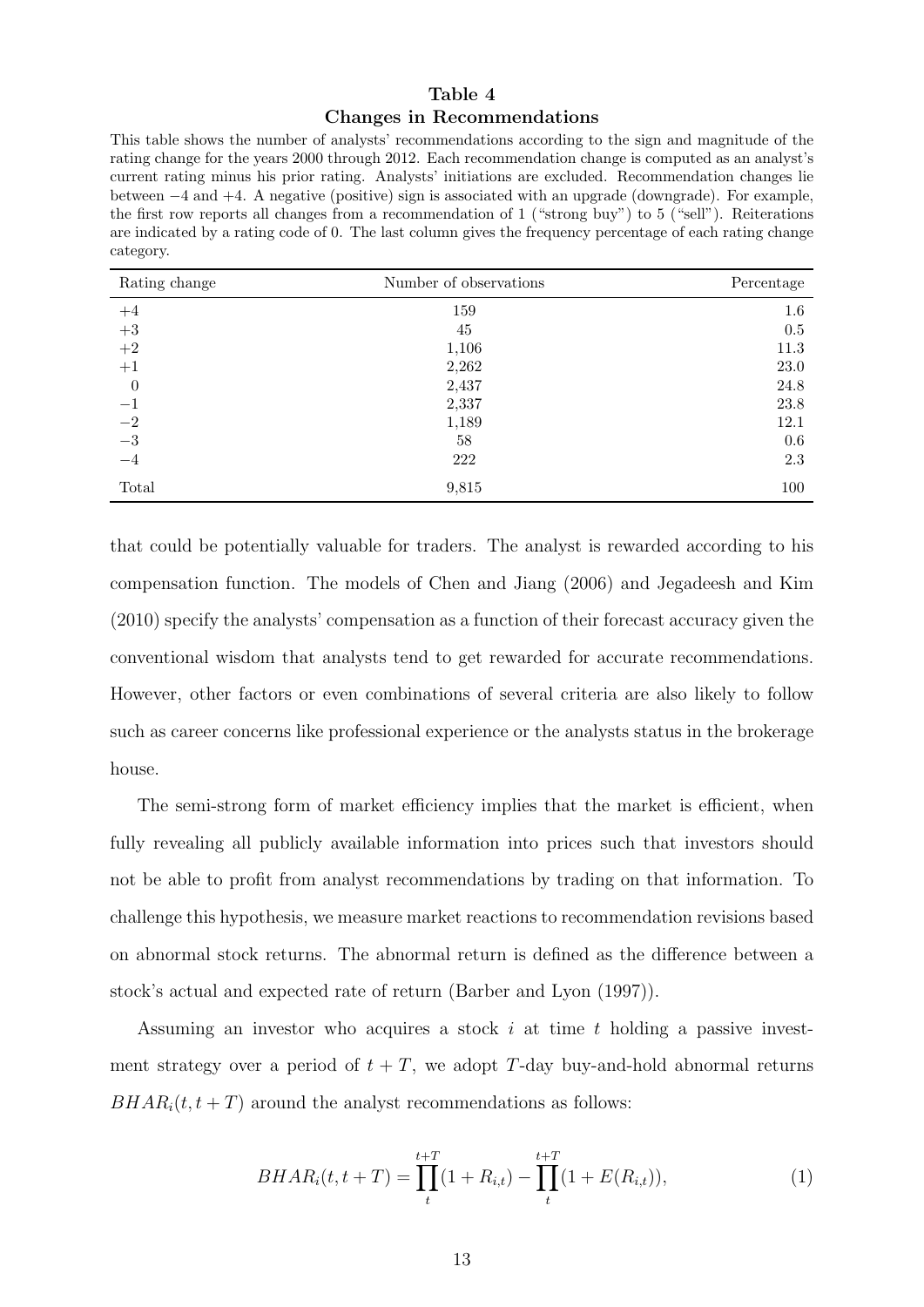**Table 4**
**Changes in Recommendations**

This table shows the number of analysts' recommendations according to the sign and magnitude of the rating change for the years 2000 through 2012. Each recommendation change is computed as an analyst's current rating minus his prior rating. Analysts' initiations are excluded. Recommendation changes lie between −4 and +4. A negative (positive) sign is associated with an upgrade (downgrade). For example, the first row reports all changes from a recommendation of 1 ("strong buy") to 5 ("sell"). Reiterations are indicated by a rating code of 0. The last column gives the frequency percentage of each rating change category.

| Rating change | Number of observations | Percentage |
|---|---|---|
| +4 | 159 | 1.6 |
| +3 | 45 | 0.5 |
| +2 | 1,106 | 11.3 |
| +1 | 2,262 | 23.0 |
| 0 | 2,437 | 24.8 |
| −1 | 2,337 | 23.8 |
| −2 | 1,189 | 12.1 |
| −3 | 58 | 0.6 |
| −4 | 222 | 2.3 |
| Total | 9,815 | 100 |

that could be potentially valuable for traders. The analyst is rewarded according to his compensation function. The models of Chen and Jiang (2006) and Jegadeesh and Kim (2010) specify the analysts' compensation as a function of their forecast accuracy given the conventional wisdom that analysts tend to get rewarded for accurate recommendations. However, other factors or even combinations of several criteria are also likely to follow such as career concerns like professional experience or the analysts status in the brokerage house.

The semi-strong form of market efficiency implies that the market is efficient, when fully revealing all publicly available information into prices such that investors should not be able to profit from analyst recommendations by trading on that information. To challenge this hypothesis, we measure market reactions to recommendation revisions based on abnormal stock returns. The abnormal return is defined as the difference between a stock's actual and expected rate of return (Barber and Lyon (1997)).

Assuming an investor who acquires a stock $i$ at time $t$ holding a passive investment strategy over a period of $t+T$, we adopt $T$-day buy-and-hold abnormal returns $BHAR_i(t,t+T)$ around the analyst recommendations as follows:

$$BHAR_i(t,t+T) = \prod_{t}^{t+T}(1+R_{i,t}) - \prod_{t}^{t+T}(1+E(R_{i,t})), \tag{1}$$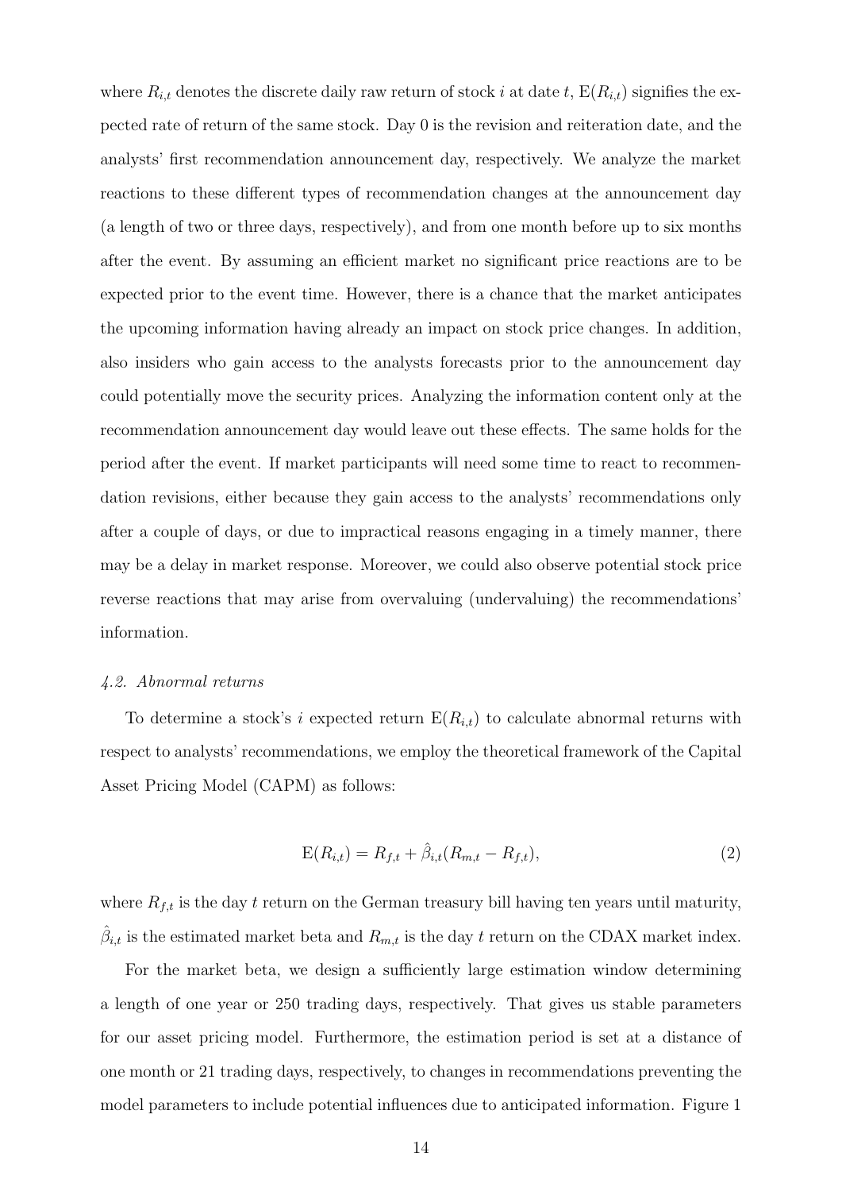where $R_{i,t}$ denotes the discrete daily raw return of stock $i$ at date $t$, $\mathrm{E}(R_{i,t})$ signifies the expected rate of return of the same stock. Day 0 is the revision and reiteration date, and the analysts' first recommendation announcement day, respectively. We analyze the market reactions to these different types of recommendation changes at the announcement day (a length of two or three days, respectively), and from one month before up to six months after the event. By assuming an efficient market no significant price reactions are to be expected prior to the event time. However, there is a chance that the market anticipates the upcoming information having already an impact on stock price changes. In addition, also insiders who gain access to the analysts forecasts prior to the announcement day could potentially move the security prices. Analyzing the information content only at the recommendation announcement day would leave out these effects. The same holds for the period after the event. If market participants will need some time to react to recommendation revisions, either because they gain access to the analysts' recommendations only after a couple of days, or due to impractical reasons engaging in a timely manner, there may be a delay in market response. Moreover, we could also observe potential stock price reverse reactions that may arise from overvaluing (undervaluing) the recommendations' information.

### *4.2. Abnormal returns*

To determine a stock's $i$ expected return $\mathrm{E}(R_{i,t})$ to calculate abnormal returns with respect to analysts' recommendations, we employ the theoretical framework of the Capital Asset Pricing Model (CAPM) as follows:

$$\mathrm{E}(R_{i,t}) = R_{f,t} + \hat{\beta}_{i,t}(R_{m,t} - R_{f,t}), \tag{2}$$

where $R_{f,t}$ is the day $t$ return on the German treasury bill having ten years until maturity, $\hat{\beta}_{i,t}$ is the estimated market beta and $R_{m,t}$ is the day $t$ return on the CDAX market index.

For the market beta, we design a sufficiently large estimation window determining a length of one year or 250 trading days, respectively. That gives us stable parameters for our asset pricing model. Furthermore, the estimation period is set at a distance of one month or 21 trading days, respectively, to changes in recommendations preventing the model parameters to include potential influences due to anticipated information. Figure 1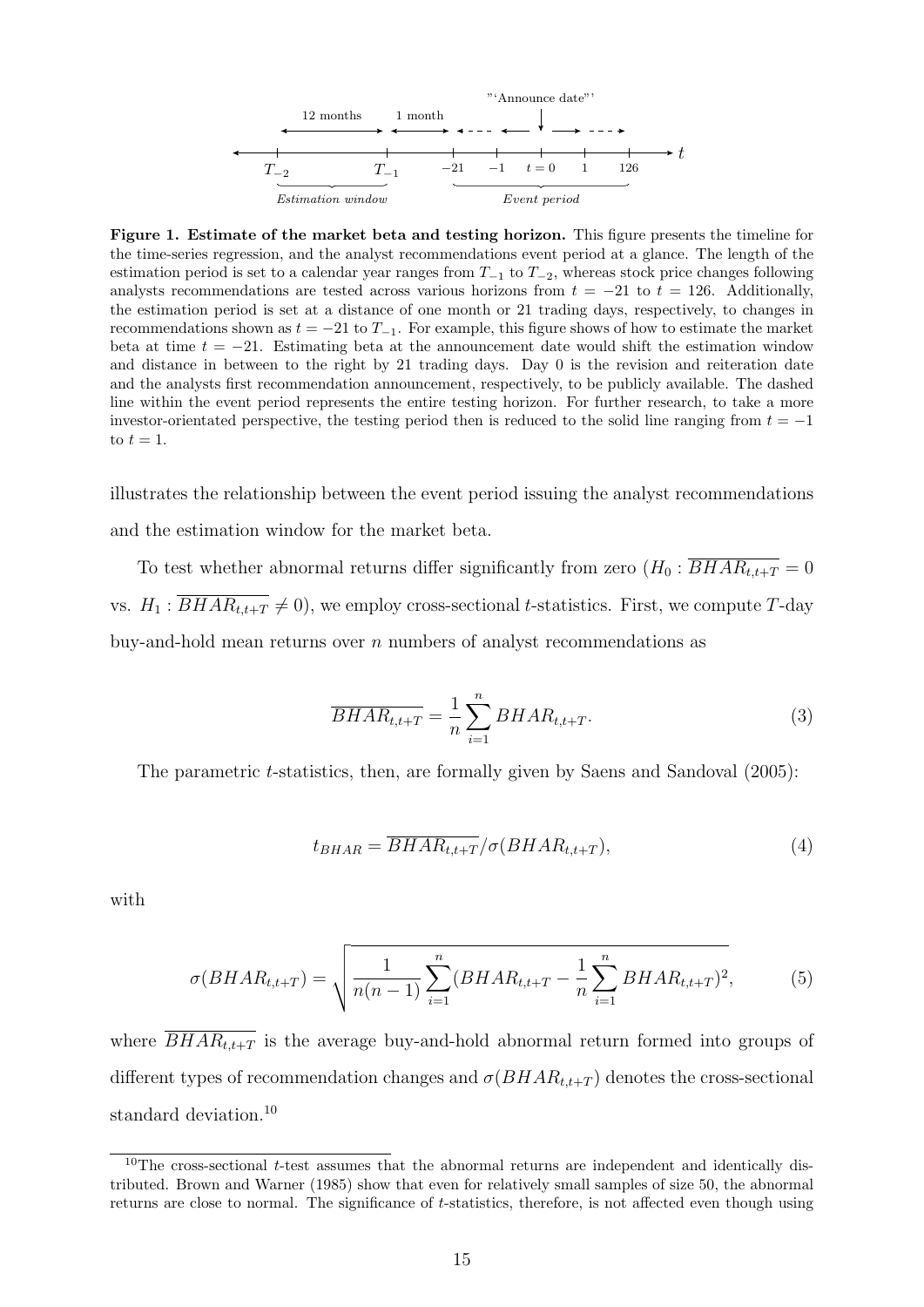**Figure 1. Estimate of the market beta and testing horizon.** This figure presents the timeline for the time-series regression, and the analyst recommendations event period at a glance. The length of the estimation period is set to a calendar year ranges from $T_{-1}$ to $T_{-2}$, whereas stock price changes following analysts recommendations are tested across various horizons from $t = -21$ to $t = 126$. Additionally, the estimation period is set at a distance of one month or 21 trading days, respectively, to changes in recommendations shown as $t = -21$ to $T_{-1}$. For example, this figure shows of how to estimate the market beta at time $t = -21$. Estimating beta at the announcement date would shift the estimation window and distance in between to the right by 21 trading days. Day 0 is the revision and reiteration date and the analysts first recommendation announcement, respectively, to be publicly available. The dashed line within the event period represents the entire testing horizon. For further research, to take a more investor-orientated perspective, the testing period then is reduced to the solid line ranging from $t = -1$ to $t = 1$.

illustrates the relationship between the event period issuing the analyst recommendations and the estimation window for the market beta.

To test whether abnormal returns differ significantly from zero ($H_0 : \overline{BHAR_{t,t+T}} = 0$ vs. $H_1 : \overline{BHAR_{t,t+T}} \neq 0$), we employ cross-sectional $t$-statistics. First, we compute $T$-day buy-and-hold mean returns over $n$ numbers of analyst recommendations as

$$\overline{BHAR_{t,t+T}} = \frac{1}{n} \sum_{i=1}^{n} BHAR_{t,t+T}. \tag{3}$$

The parametric $t$-statistics, then, are formally given by Saens and Sandoval (2005):

$$t_{BHAR} = \overline{BHAR_{t,t+T}} / \sigma(BHAR_{t,t+T}), \tag{4}$$

with

$$\sigma(BHAR_{t,t+T}) = \sqrt{\frac{1}{n(n-1)} \sum_{i=1}^{n} (BHAR_{t,t+T} - \frac{1}{n} \sum_{i=1}^{n} BHAR_{t,t+T})^2}, \tag{5}$$

where $\overline{BHAR_{t,t+T}}$ is the average buy-and-hold abnormal return formed into groups of different types of recommendation changes and $\sigma(BHAR_{t,t+T})$ denotes the cross-sectional standard deviation.[10]

[10] The cross-sectional $t$-test assumes that the abnormal returns are independent and identically distributed. Brown and Warner (1985) show that even for relatively small samples of size 50, the abnormal returns are close to normal. The significance of $t$-statistics, therefore, is not affected even though using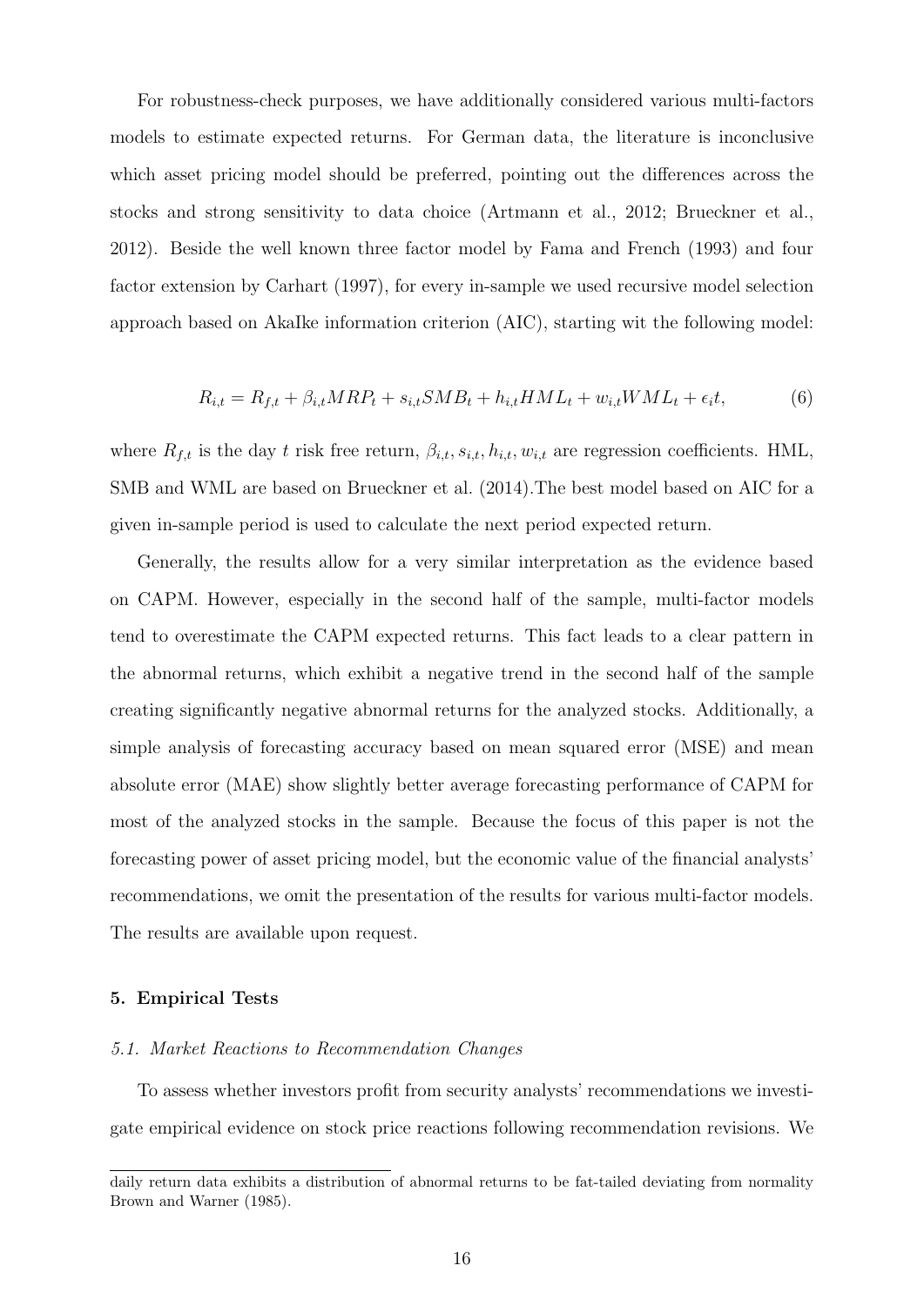For robustness-check purposes, we have additionally considered various multi-factors models to estimate expected returns. For German data, the literature is inconclusive which asset pricing model should be preferred, pointing out the differences across the stocks and strong sensitivity to data choice (Artmann et al., 2012; Brueckner et al., 2012). Beside the well known three factor model by Fama and French (1993) and four factor extension by Carhart (1997), for every in-sample we used recursive model selection approach based on AkaIke information criterion (AIC), starting wit the following model:

$$R_{i,t} = R_{f,t} + \beta_{i,t} MRP_t + s_{i,t} SMB_t + h_{i,t} HML_t + w_{i,t} WML_t + \epsilon_i t, \tag{6}$$

where $R_{f,t}$ is the day $t$ risk free return, $\beta_{i,t}, s_{i,t}, h_{i,t}, w_{i,t}$ are regression coefficients. HML, SMB and WML are based on Brueckner et al. (2014).The best model based on AIC for a given in-sample period is used to calculate the next period expected return.

Generally, the results allow for a very similar interpretation as the evidence based on CAPM. However, especially in the second half of the sample, multi-factor models tend to overestimate the CAPM expected returns. This fact leads to a clear pattern in the abnormal returns, which exhibit a negative trend in the second half of the sample creating significantly negative abnormal returns for the analyzed stocks. Additionally, a simple analysis of forecasting accuracy based on mean squared error (MSE) and mean absolute error (MAE) show slightly better average forecasting performance of CAPM for most of the analyzed stocks in the sample. Because the focus of this paper is not the forecasting power of asset pricing model, but the economic value of the financial analysts' recommendations, we omit the presentation of the results for various multi-factor models. The results are available upon request.

## 5. Empirical Tests

### *5.1. Market Reactions to Recommendation Changes*

To assess whether investors profit from security analysts' recommendations we investigate empirical evidence on stock price reactions following recommendation revisions. We

daily return data exhibits a distribution of abnormal returns to be fat-tailed deviating from normality Brown and Warner (1985).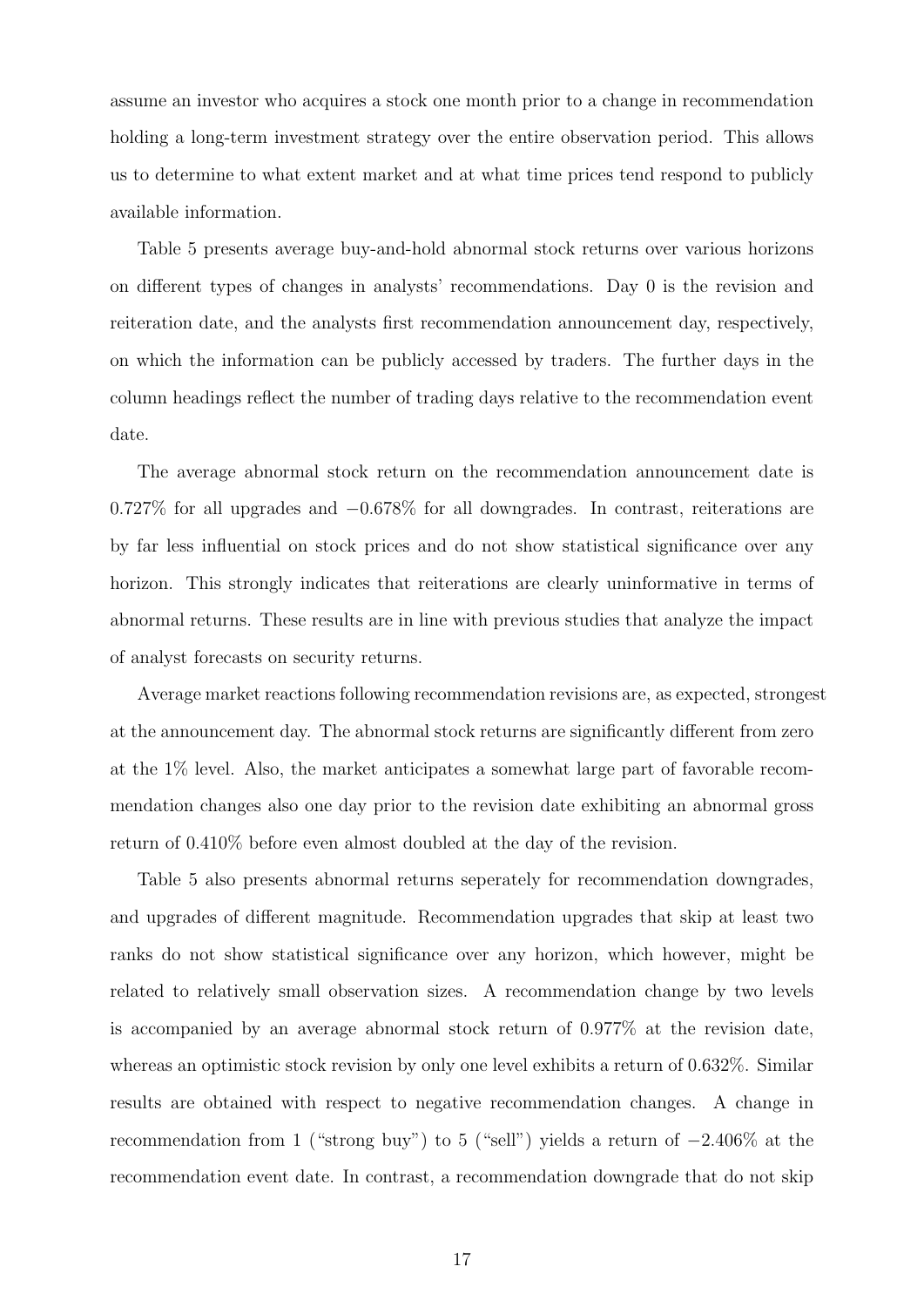assume an investor who acquires a stock one month prior to a change in recommendation holding a long-term investment strategy over the entire observation period. This allows us to determine to what extent market and at what time prices tend respond to publicly available information.

Table 5 presents average buy-and-hold abnormal stock returns over various horizons on different types of changes in analysts' recommendations. Day 0 is the revision and reiteration date, and the analysts first recommendation announcement day, respectively, on which the information can be publicly accessed by traders. The further days in the column headings reflect the number of trading days relative to the recommendation event date.

The average abnormal stock return on the recommendation announcement date is 0.727% for all upgrades and −0.678% for all downgrades. In contrast, reiterations are by far less influential on stock prices and do not show statistical significance over any horizon. This strongly indicates that reiterations are clearly uninformative in terms of abnormal returns. These results are in line with previous studies that analyze the impact of analyst forecasts on security returns.

Average market reactions following recommendation revisions are, as expected, strongest at the announcement day. The abnormal stock returns are significantly different from zero at the 1% level. Also, the market anticipates a somewhat large part of favorable recommendation changes also one day prior to the revision date exhibiting an abnormal gross return of 0.410% before even almost doubled at the day of the revision.

Table 5 also presents abnormal returns seperately for recommendation downgrades, and upgrades of different magnitude. Recommendation upgrades that skip at least two ranks do not show statistical significance over any horizon, which however, might be related to relatively small observation sizes. A recommendation change by two levels is accompanied by an average abnormal stock return of 0.977% at the revision date, whereas an optimistic stock revision by only one level exhibits a return of 0.632%. Similar results are obtained with respect to negative recommendation changes. A change in recommendation from 1 ("strong buy") to 5 ("sell") yields a return of −2.406% at the recommendation event date. In contrast, a recommendation downgrade that do not skip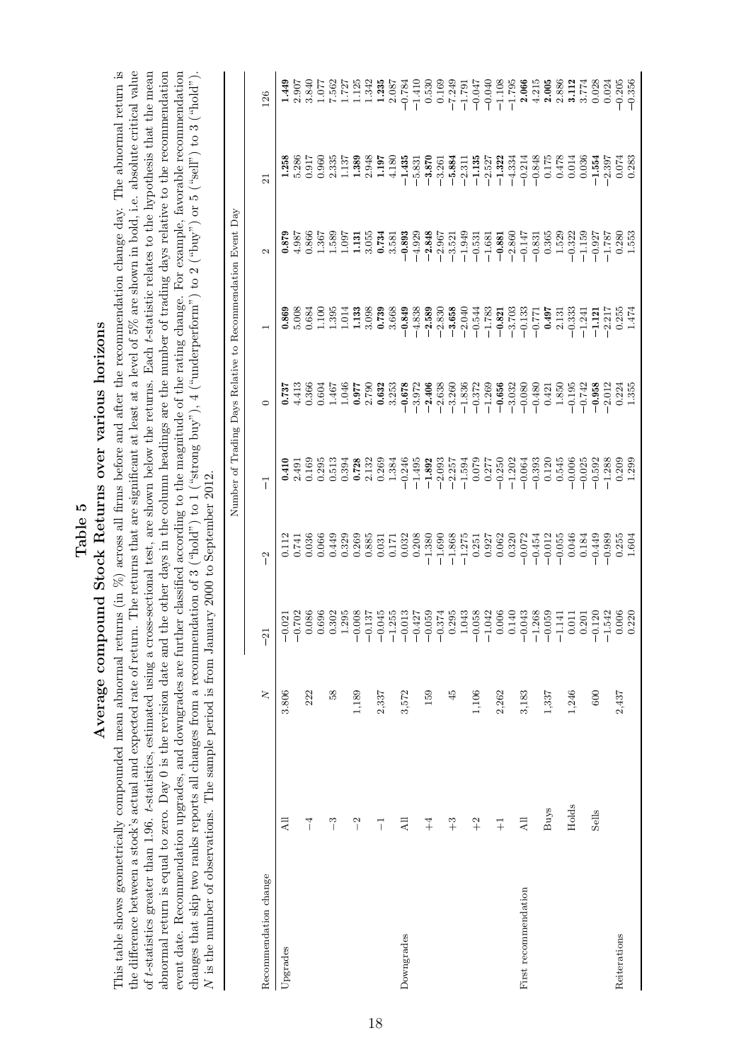# Table 5

## Average compound Stock Returns over various horizons

This table shows geometrically compounded mean abnormal returns (in %) across all firms before and after the recommendation change day. The abnormal return is the difference between a stock's actual and expected rate of return. The returns that are significant at least at a level of 5% are shown in bold, i.e. absolute critical value of $t$-statistics greater than 1.96. $t$-statistics, estimated using a cross-sectional test, are shown below the returns. Each $t$-statistic relates to the hypothesis that the mean abnormal return is equal to zero. Day 0 is the revision date and the other days in the column headings are the number of trading days relative to the recommendation event date. Recommendation upgrades, and downgrades are further classified according to the magnitude of the rating change. For example, favorable recommendation changes that skip two ranks reports all changes from a recommendation of 3 ("hold") to 1 ("strong buy"), 4 ("underperform") to 2 ("buy") or 5 ("sell") to 3 ("hold"). $N$ is the number of observations. The sample period is from January 2000 to September 2012.

| Recommendation change | | $N$ | Number of Trading Days Relative to Recommendation Event Day | | | | | | | |
|---|---|---|---|---|---|---|---|---|---|---|
| | | | −21 | −2 | −1 | 0 | 1 | 2 | 21 | 126 |
| Upgrades | All | 3,806 | −0.021 | 0.112 | **0.410** | **0.737** | **0.869** | **0.879** | **1.258** | **1.449** |
| | | | −0.702 | 0.741 | 2.491 | 4.413 | 5.008 | 4.987 | 5.286 | 2.907 |
| | −4 | 222 | 0.086 | 0.036 | 0.169 | 0.366 | 0.684 | 0.866 | 0.917 | 3.840 |
| | | | 0.696 | 0.066 | 0.295 | 0.604 | 1.100 | 1.367 | 0.960 | 1.077 |
| | −3 | 58 | 0.302 | 0.449 | 0.513 | 1.467 | 1.395 | 1.589 | 2.335 | 7.562 |
| | | | 1.295 | 0.329 | 0.394 | 1.046 | 1.014 | 1.097 | 1.137 | 1.727 |
| | −2 | 1,189 | −0.008 | 0.269 | **0.728** | **0.977** | **1.133** | **1.131** | **1.389** | 1.125 |
| | | | −0.137 | 0.885 | 2.132 | 2.790 | 3.098 | 3.055 | 2.948 | 1.342 |
| | −1 | 2,337 | −0.045 | 0.031 | 0.269 | **0.632** | **0.739** | **0.734** | **1.197** | **1.235** |
| | | | −1.255 | 0.171 | 1.384 | 3.253 | 3.668 | 3.581 | 4.180 | 2.087 |
| Downgrades | All | 3,572 | −0.013 | 0.032 | −0.246 | **−0.678** | **−0.849** | **−0.893** | **−1.435** | −0.784 |
| | | | −0.427 | 0.208 | −1.495 | −3.972 | −4.838 | −4.929 | −5.831 | −1.410 |
| | +4 | 159 | −0.059 | −1.380 | **−1.892** | **−2.406** | **−2.589** | **−2.848** | **−3.870** | 0.530 |
| | | | −0.374 | −1.690 | −2.093 | −2.638 | −2.830 | −2.967 | −3.261 | 0.169 |
| | +3 | 45 | 0.295 | −1.868 | −2.257 | −3.260 | **−3.658** | −3.521 | **−5.884** | −7.249 |
| | | | 1.043 | −1.275 | −1.594 | −1.836 | −2.040 | −1.949 | −2.311 | −1.791 |
| | +2 | 1,106 | −0.058 | 0.251 | 0.079 | −0.372 | −0.544 | −0.531 | **−1.135** | −0.047 |
| | | | −1.042 | 0.927 | 0.277 | −1.269 | −1.783 | −1.681 | −2.527 | −0.040 |
| | +1 | 2,262 | 0.006 | 0.062 | −0.250 | **−0.656** | **−0.821** | **−0.881** | **−1.322** | −1.108 |
| | | | 0.140 | 0.320 | −1.202 | −3.032 | −3.703 | −2.860 | −4.334 | −1.795 |
| First recommendation | All | 3,183 | −0.043 | −0.072 | −0.064 | −0.080 | −0.133 | −0.147 | −0.214 | **2.066** |
| | | | −1.268 | −0.454 | −0.393 | −0.480 | −0.771 | −0.831 | −0.848 | 4.215 |
| | Buys | 1,337 | −0.059 | −0.012 | 0.120 | 0.421 | **0.497** | 0.365 | 0.175 | **2.005** |
| | | | −1.141 | −0.055 | 0.545 | 1.850 | 2.131 | 1.529 | 0.478 | 2.886 |
| | Holds | 1,246 | 0.011 | 0.046 | −0.006 | −0.195 | −0.333 | −0.322 | 0.014 | **3.112** |
| | | | 0.201 | 0.184 | −0.025 | −0.742 | −1.241 | −1.159 | 0.036 | 3.774 |
| | Sells | 600 | −0.120 | −0.449 | −0.592 | **−0.958** | **−1.121** | −0.927 | **−1.554** | 0.028 |
| | | | −1.542 | −0.989 | −1.288 | −2.012 | −2.217 | −1.787 | −2.397 | 0.024 |
| Reiterations | | 2,437 | 0.006 | 0.255 | 0.209 | 0.224 | 0.255 | 0.280 | 0.074 | −0.205 |
| | | | 0.220 | 1.604 | 1.299 | 1.355 | 1.474 | 1.553 | 0.283 | −0.356 |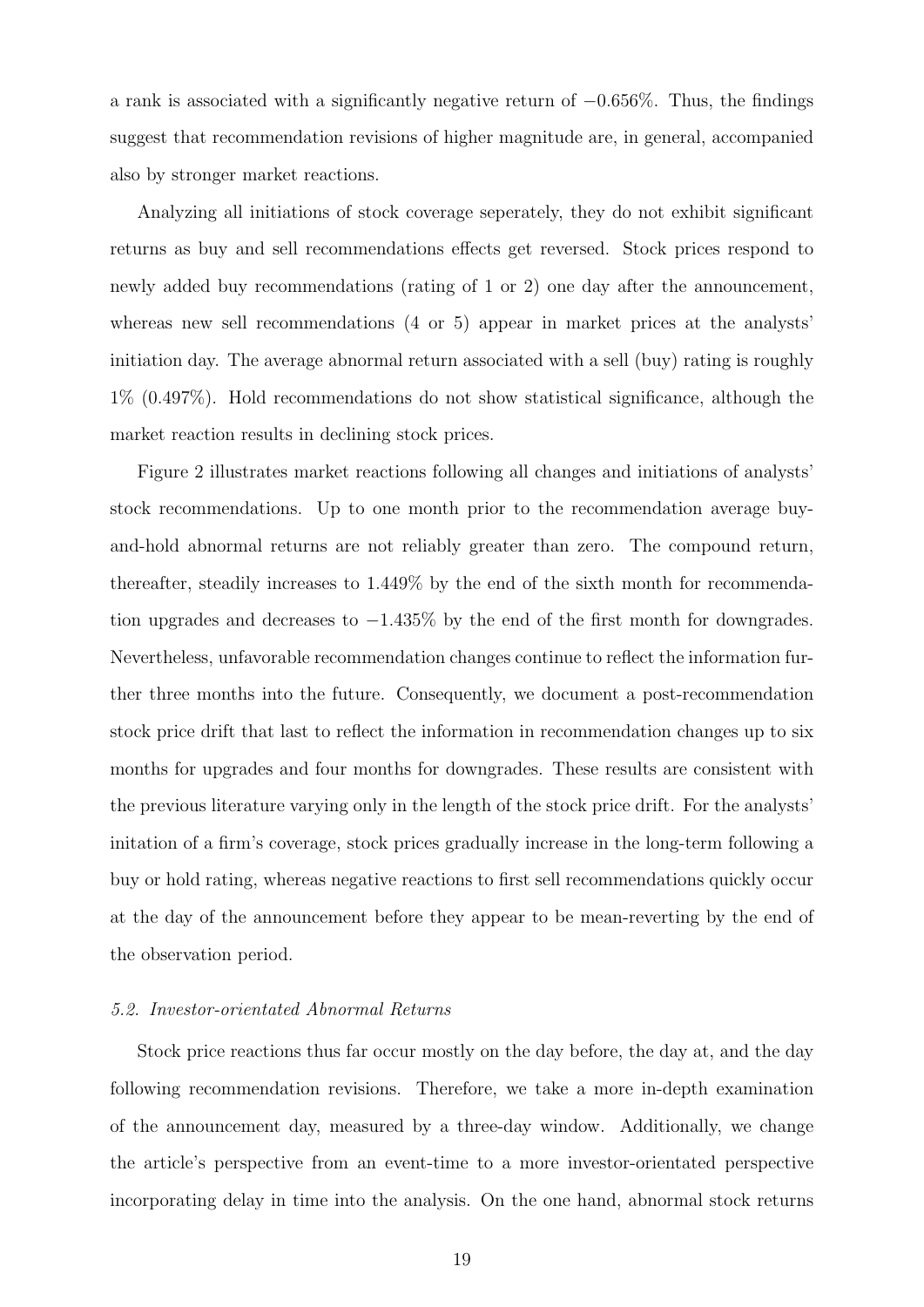a rank is associated with a significantly negative return of $-0.656\%$. Thus, the findings suggest that recommendation revisions of higher magnitude are, in general, accompanied also by stronger market reactions.

Analyzing all initiations of stock coverage seperately, they do not exhibit significant returns as buy and sell recommendations effects get reversed. Stock prices respond to newly added buy recommendations (rating of 1 or 2) one day after the announcement, whereas new sell recommendations (4 or 5) appear in market prices at the analysts' initiation day. The average abnormal return associated with a sell (buy) rating is roughly 1% (0.497%). Hold recommendations do not show statistical significance, although the market reaction results in declining stock prices.

Figure 2 illustrates market reactions following all changes and initiations of analysts' stock recommendations. Up to one month prior to the recommendation average buy-and-hold abnormal returns are not reliably greater than zero. The compound return, thereafter, steadily increases to 1.449% by the end of the sixth month for recommendation upgrades and decreases to $-1.435\%$ by the end of the first month for downgrades. Nevertheless, unfavorable recommendation changes continue to reflect the information further three months into the future. Consequently, we document a post-recommendation stock price drift that last to reflect the information in recommendation changes up to six months for upgrades and four months for downgrades. These results are consistent with the previous literature varying only in the length of the stock price drift. For the analysts' initation of a firm's coverage, stock prices gradually increase in the long-term following a buy or hold rating, whereas negative reactions to first sell recommendations quickly occur at the day of the announcement before they appear to be mean-reverting by the end of the observation period.

### *5.2. Investor-orientated Abnormal Returns*

Stock price reactions thus far occur mostly on the day before, the day at, and the day following recommendation revisions. Therefore, we take a more in-depth examination of the announcement day, measured by a three-day window. Additionally, we change the article's perspective from an event-time to a more investor-orientated perspective incorporating delay in time into the analysis. On the one hand, abnormal stock returns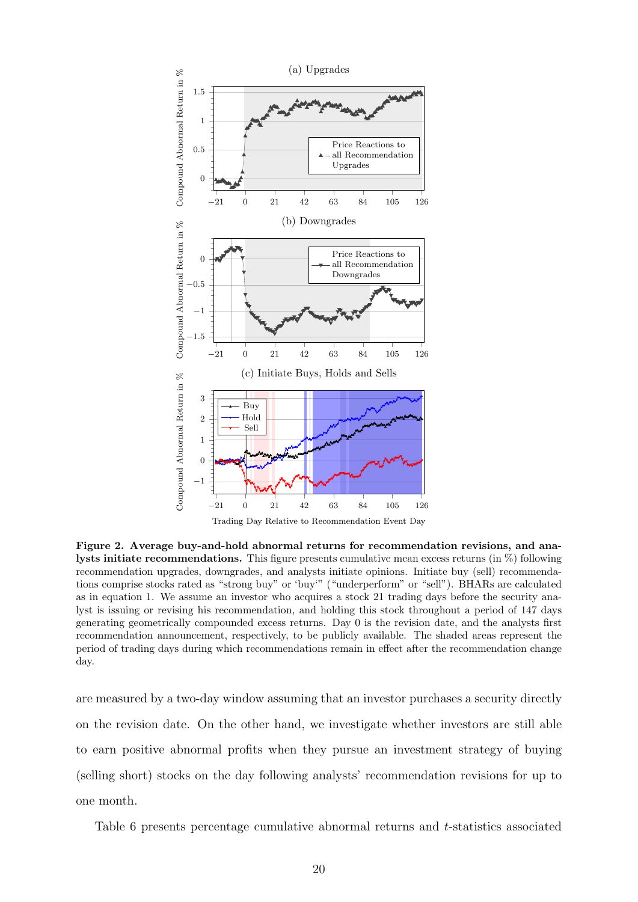**Figure 2. Average buy-and-hold abnormal returns for recommendation revisions, and analysts initiate recommendations.** This figure presents cumulative mean excess returns (in %) following recommendation upgrades, downgrades, and analysts initiate opinions. Initiate buy (sell) recommendations comprise stocks rated as "strong buy" or 'buy'" ("underperform" or "sell"). BHARs are calculated as in equation 1. We assume an investor who acquires a stock 21 trading days before the security analyst is issuing or revising his recommendation, and holding this stock throughout a period of 147 days generating geometrically compounded excess returns. Day 0 is the revision date, and the analysts first recommendation announcement, respectively, to be publicly available. The shaded areas represent the period of trading days during which recommendations remain in effect after the recommendation change day.

are measured by a two-day window assuming that an investor purchases a security directly on the revision date. On the other hand, we investigate whether investors are still able to earn positive abnormal profits when they pursue an investment strategy of buying (selling short) stocks on the day following analysts' recommendation revisions for up to one month.

Table 6 presents percentage cumulative abnormal returns and $t$-statistics associated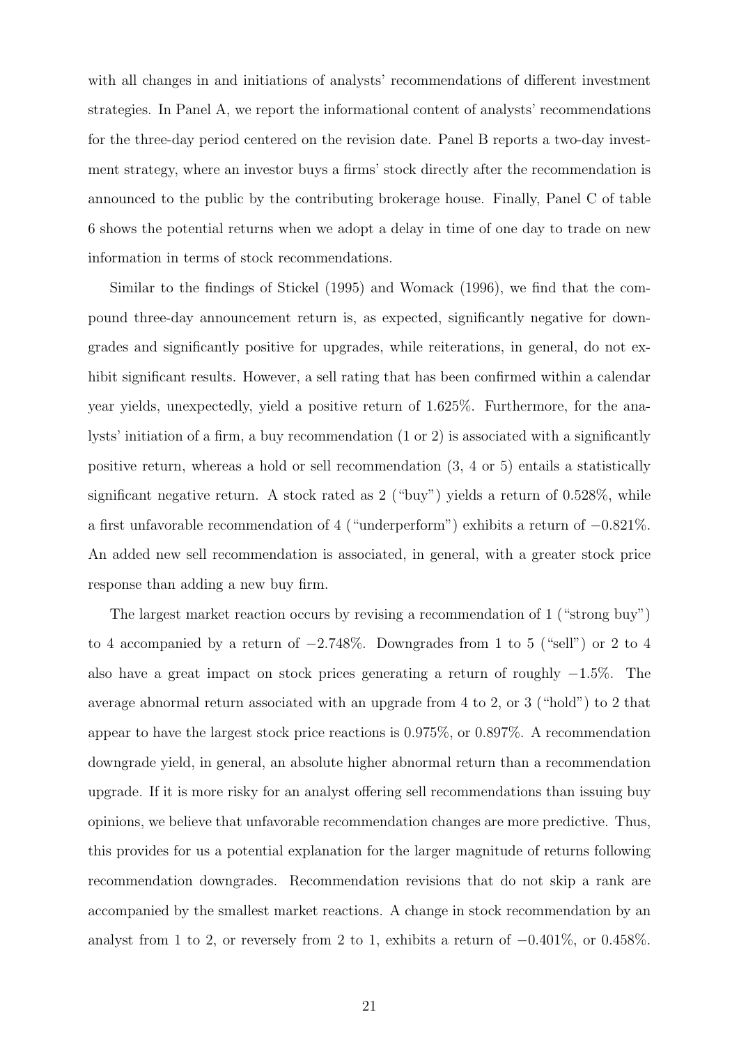with all changes in and initiations of analysts' recommendations of different investment strategies. In Panel A, we report the informational content of analysts' recommendations for the three-day period centered on the revision date. Panel B reports a two-day investment strategy, where an investor buys a firms' stock directly after the recommendation is announced to the public by the contributing brokerage house. Finally, Panel C of table 6 shows the potential returns when we adopt a delay in time of one day to trade on new information in terms of stock recommendations.

Similar to the findings of Stickel (1995) and Womack (1996), we find that the compound three-day announcement return is, as expected, significantly negative for downgrades and significantly positive for upgrades, while reiterations, in general, do not exhibit significant results. However, a sell rating that has been confirmed within a calendar year yields, unexpectedly, yield a positive return of 1.625%. Furthermore, for the analysts' initiation of a firm, a buy recommendation (1 or 2) is associated with a significantly positive return, whereas a hold or sell recommendation (3, 4 or 5) entails a statistically significant negative return. A stock rated as 2 ("buy") yields a return of 0.528%, while a first unfavorable recommendation of 4 ("underperform") exhibits a return of −0.821%. An added new sell recommendation is associated, in general, with a greater stock price response than adding a new buy firm.

The largest market reaction occurs by revising a recommendation of 1 ("strong buy") to 4 accompanied by a return of −2.748%. Downgrades from 1 to 5 ("sell") or 2 to 4 also have a great impact on stock prices generating a return of roughly −1.5%. The average abnormal return associated with an upgrade from 4 to 2, or 3 ("hold") to 2 that appear to have the largest stock price reactions is 0.975%, or 0.897%. A recommendation downgrade yield, in general, an absolute higher abnormal return than a recommendation upgrade. If it is more risky for an analyst offering sell recommendations than issuing buy opinions, we believe that unfavorable recommendation changes are more predictive. Thus, this provides for us a potential explanation for the larger magnitude of returns following recommendation downgrades. Recommendation revisions that do not skip a rank are accompanied by the smallest market reactions. A change in stock recommendation by an analyst from 1 to 2, or reversely from 2 to 1, exhibits a return of −0.401%, or 0.458%.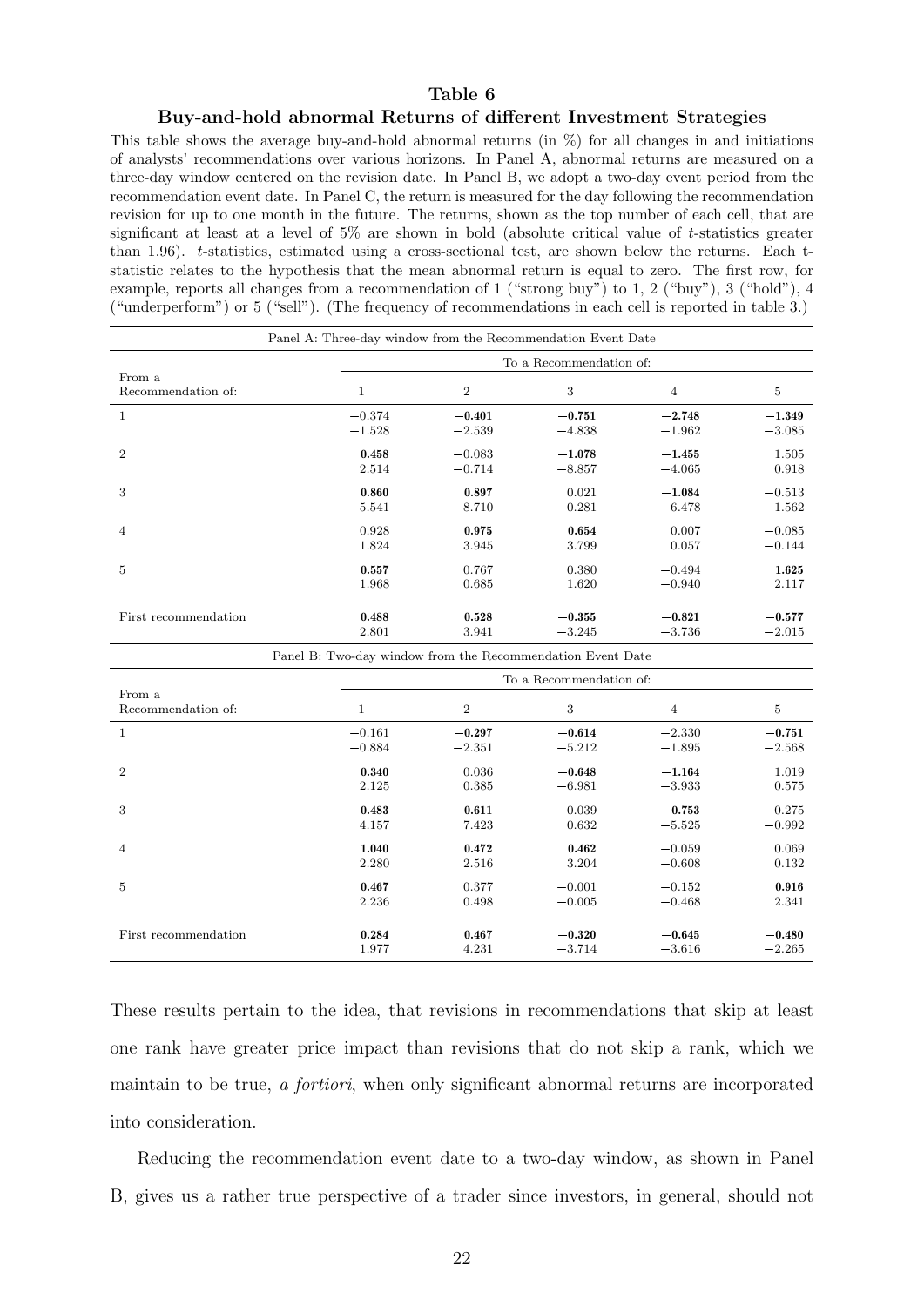### Table 6

### Buy-and-hold abnormal Returns of different Investment Strategies

This table shows the average buy-and-hold abnormal returns (in %) for all changes in and initiations of analysts' recommendations over various horizons. In Panel A, abnormal returns are measured on a three-day window centered on the revision date. In Panel B, we adopt a two-day event period from the recommendation event date. In Panel C, the return is measured for the day following the recommendation revision for up to one month in the future. The returns, shown as the top number of each cell, that are significant at least at a level of 5% are shown in bold (absolute critical value of $t$-statistics greater than 1.96). $t$-statistics, estimated using a cross-sectional test, are shown below the returns. Each t-statistic relates to the hypothesis that the mean abnormal return is equal to zero. The first row, for example, reports all changes from a recommendation of 1 ("strong buy") to 1, 2 ("buy"), 3 ("hold"), 4 ("underperform") or 5 ("sell"). (The frequency of recommendations in each cell is reported in table 3.)

| Panel A: Three-day window from the Recommendation Event Date | | | | | |
|---|---|---|---|---|---|
| | To a Recommendation of: | | | | |
| From a Recommendation of: | 1 | 2 | 3 | 4 | 5 |
| 1 | −0.374 | **−0.401** | **−0.751** | **−2.748** | **−1.349** |
| | −1.528 | −2.539 | −4.838 | −1.962 | −3.085 |
| 2 | **0.458** | −0.083 | **−1.078** | **−1.455** | 1.505 |
| | 2.514 | −0.714 | −8.857 | −4.065 | 0.918 |
| 3 | **0.860** | **0.897** | 0.021 | **−1.084** | −0.513 |
| | 5.541 | 8.710 | 0.281 | −6.478 | −1.562 |
| 4 | 0.928 | **0.975** | **0.654** | 0.007 | −0.085 |
| | 1.824 | 3.945 | 3.799 | 0.057 | −0.144 |
| 5 | **0.557** | 0.767 | 0.380 | −0.494 | **1.625** |
| | 1.968 | 0.685 | 1.620 | −0.940 | 2.117 |
| First recommendation | **0.488** | **0.528** | **−0.355** | **−0.821** | **−0.577** |
| | 2.801 | 3.941 | −3.245 | −3.736 | −2.015 |

| Panel B: Two-day window from the Recommendation Event Date | | | | | |
|---|---|---|---|---|---|
| | To a Recommendation of: | | | | |
| From a Recommendation of: | 1 | 2 | 3 | 4 | 5 |
| 1 | −0.161 | **−0.297** | **−0.614** | −2.330 | **−0.751** |
| | −0.884 | −2.351 | −5.212 | −1.895 | −2.568 |
| 2 | **0.340** | 0.036 | **−0.648** | **−1.164** | 1.019 |
| | 2.125 | 0.385 | −6.981 | −3.933 | 0.575 |
| 3 | **0.483** | **0.611** | 0.039 | **−0.753** | −0.275 |
| | 4.157 | 7.423 | 0.632 | −5.525 | −0.992 |
| 4 | **1.040** | **0.472** | **0.462** | −0.059 | 0.069 |
| | 2.280 | 2.516 | 3.204 | −0.608 | 0.132 |
| 5 | **0.467** | 0.377 | −0.001 | −0.152 | **0.916** |
| | 2.236 | 0.498 | −0.005 | −0.468 | 2.341 |
| First recommendation | **0.284** | **0.467** | **−0.320** | **−0.645** | **−0.480** |
| | 1.977 | 4.231 | −3.714 | −3.616 | −2.265 |

These results pertain to the idea, that revisions in recommendations that skip at least one rank have greater price impact than revisions that do not skip a rank, which we maintain to be true, *a fortiori*, when only significant abnormal returns are incorporated into consideration.

Reducing the recommendation event date to a two-day window, as shown in Panel B, gives us a rather true perspective of a trader since investors, in general, should not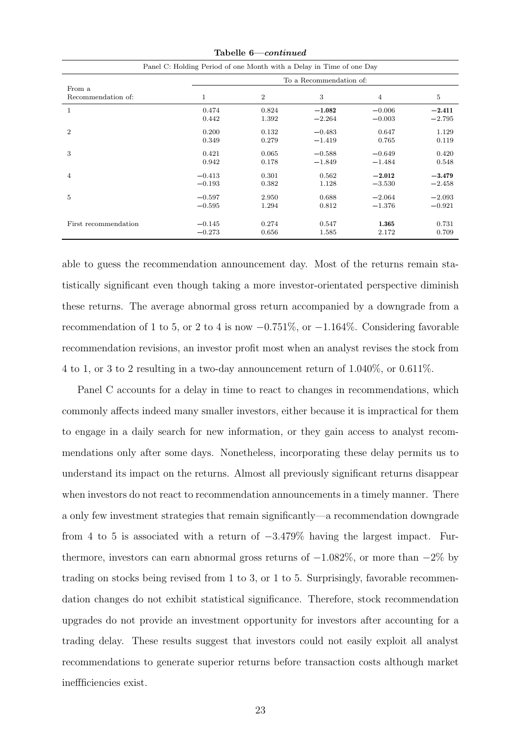**Tabelle 6—*continued***

| Panel C: Holding Period of one Month with a Delay in Time of one Day | | | | | |
|---|---|---|---|---|---|
| | To a Recommendation of: | | | | |
| From a Recommendation of: | 1 | 2 | 3 | 4 | 5 |
| 1 | 0.474 | 0.824 | **−1.082** | −0.006 | **−2.411** |
| | 0.442 | 1.392 | −2.264 | −0.003 | −2.795 |
| 2 | 0.200 | 0.132 | −0.483 | 0.647 | 1.129 |
| | 0.349 | 0.279 | −1.419 | 0.765 | 0.119 |
| 3 | 0.421 | 0.065 | −0.588 | −0.649 | 0.420 |
| | 0.942 | 0.178 | −1.849 | −1.484 | 0.548 |
| 4 | −0.413 | 0.301 | 0.562 | **−2.012** | **−3.479** |
| | −0.193 | 0.382 | 1.128 | −3.530 | −2.458 |
| 5 | −0.597 | 2.950 | 0.688 | −2.064 | −2.093 |
| | −0.595 | 1.294 | 0.812 | −1.376 | −0.921 |
| First recommendation | −0.145 | 0.274 | 0.547 | **1.365** | 0.731 |
| | −0.273 | 0.656 | 1.585 | 2.172 | 0.709 |

able to guess the recommendation announcement day. Most of the returns remain statistically significant even though taking a more investor-orientated perspective diminish these returns. The average abnormal gross return accompanied by a downgrade from a recommendation of 1 to 5, or 2 to 4 is now −0.751%, or −1.164%. Considering favorable recommendation revisions, an investor profit most when an analyst revises the stock from 4 to 1, or 3 to 2 resulting in a two-day announcement return of 1.040%, or 0.611%.

Panel C accounts for a delay in time to react to changes in recommendations, which commonly affects indeed many smaller investors, either because it is impractical for them to engage in a daily search for new information, or they gain access to analyst recommendations only after some days. Nonetheless, incorporating these delay permits us to understand its impact on the returns. Almost all previously significant returns disappear when investors do not react to recommendation announcements in a timely manner. There a only few investment strategies that remain significantly—a recommendation downgrade from 4 to 5 is associated with a return of −3.479% having the largest impact. Furthermore, investors can earn abnormal gross returns of −1.082%, or more than −2% by trading on stocks being revised from 1 to 3, or 1 to 5. Surprisingly, favorable recommendation changes do not exhibit statistical significance. Therefore, stock recommendation upgrades do not provide an investment opportunity for investors after accounting for a trading delay. These results suggest that investors could not easily exploit all analyst recommendations to generate superior returns before transaction costs although market ineffficiencies exist.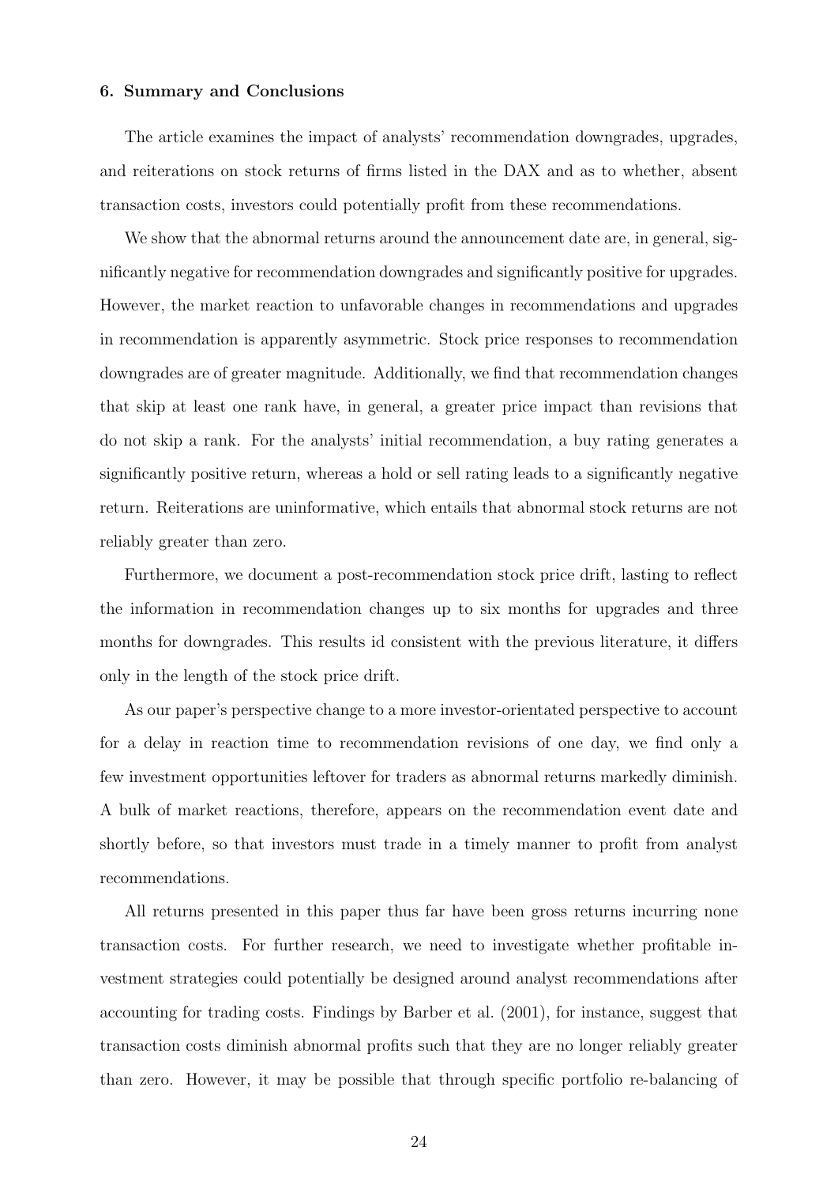## 6. Summary and Conclusions

The article examines the impact of analysts' recommendation downgrades, upgrades, and reiterations on stock returns of firms listed in the DAX and as to whether, absent transaction costs, investors could potentially profit from these recommendations.

We show that the abnormal returns around the announcement date are, in general, significantly negative for recommendation downgrades and significantly positive for upgrades. However, the market reaction to unfavorable changes in recommendations and upgrades in recommendation is apparently asymmetric. Stock price responses to recommendation downgrades are of greater magnitude. Additionally, we find that recommendation changes that skip at least one rank have, in general, a greater price impact than revisions that do not skip a rank. For the analysts' initial recommendation, a buy rating generates a significantly positive return, whereas a hold or sell rating leads to a significantly negative return. Reiterations are uninformative, which entails that abnormal stock returns are not reliably greater than zero.

Furthermore, we document a post-recommendation stock price drift, lasting to reflect the information in recommendation changes up to six months for upgrades and three months for downgrades. This results id consistent with the previous literature, it differs only in the length of the stock price drift.

As our paper's perspective change to a more investor-orientated perspective to account for a delay in reaction time to recommendation revisions of one day, we find only a few investment opportunities leftover for traders as abnormal returns markedly diminish. A bulk of market reactions, therefore, appears on the recommendation event date and shortly before, so that investors must trade in a timely manner to profit from analyst recommendations.

All returns presented in this paper thus far have been gross returns incurring none transaction costs. For further research, we need to investigate whether profitable investment strategies could potentially be designed around analyst recommendations after accounting for trading costs. Findings by Barber et al. (2001), for instance, suggest that transaction costs diminish abnormal profits such that they are no longer reliably greater than zero. However, it may be possible that through specific portfolio re-balancing of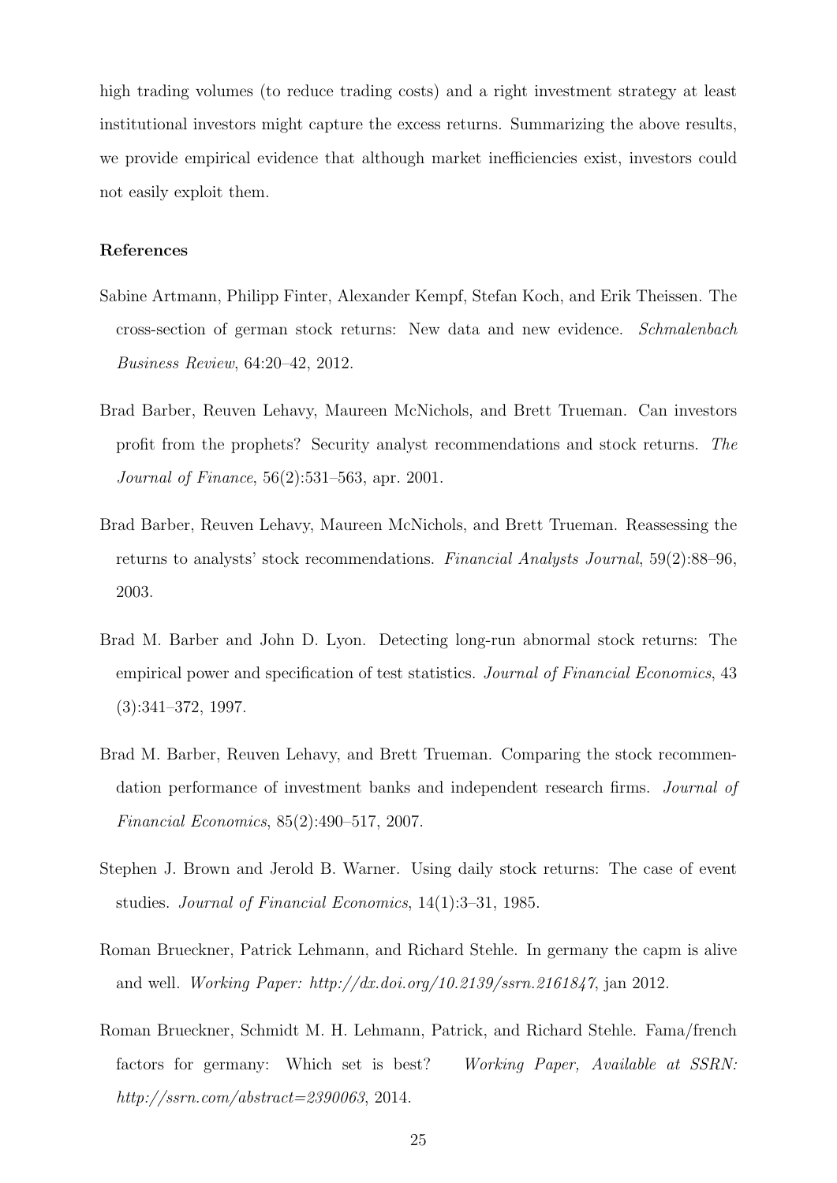high trading volumes (to reduce trading costs) and a right investment strategy at least institutional investors might capture the excess returns. Summarizing the above results, we provide empirical evidence that although market inefficiencies exist, investors could not easily exploit them.

## References

Sabine Artmann, Philipp Finter, Alexander Kempf, Stefan Koch, and Erik Theissen. The cross-section of german stock returns: New data and new evidence. *Schmalenbach Business Review*, 64:20–42, 2012.

Brad Barber, Reuven Lehavy, Maureen McNichols, and Brett Trueman. Can investors profit from the prophets? Security analyst recommendations and stock returns. *The Journal of Finance*, 56(2):531–563, apr. 2001.

Brad Barber, Reuven Lehavy, Maureen McNichols, and Brett Trueman. Reassessing the returns to analysts' stock recommendations. *Financial Analysts Journal*, 59(2):88–96, 2003.

Brad M. Barber and John D. Lyon. Detecting long-run abnormal stock returns: The empirical power and specification of test statistics. *Journal of Financial Economics*, 43 (3):341–372, 1997.

Brad M. Barber, Reuven Lehavy, and Brett Trueman. Comparing the stock recommendation performance of investment banks and independent research firms. *Journal of Financial Economics*, 85(2):490–517, 2007.

Stephen J. Brown and Jerold B. Warner. Using daily stock returns: The case of event studies. *Journal of Financial Economics*, 14(1):3–31, 1985.

Roman Brueckner, Patrick Lehmann, and Richard Stehle. In germany the capm is alive and well. *Working Paper: http://dx.doi.org/10.2139/ssrn.2161847*, jan 2012.

Roman Brueckner, Schmidt M. H. Lehmann, Patrick, and Richard Stehle. Fama/french factors for germany: Which set is best? *Working Paper, Available at SSRN: http://ssrn.com/abstract=2390063*, 2014.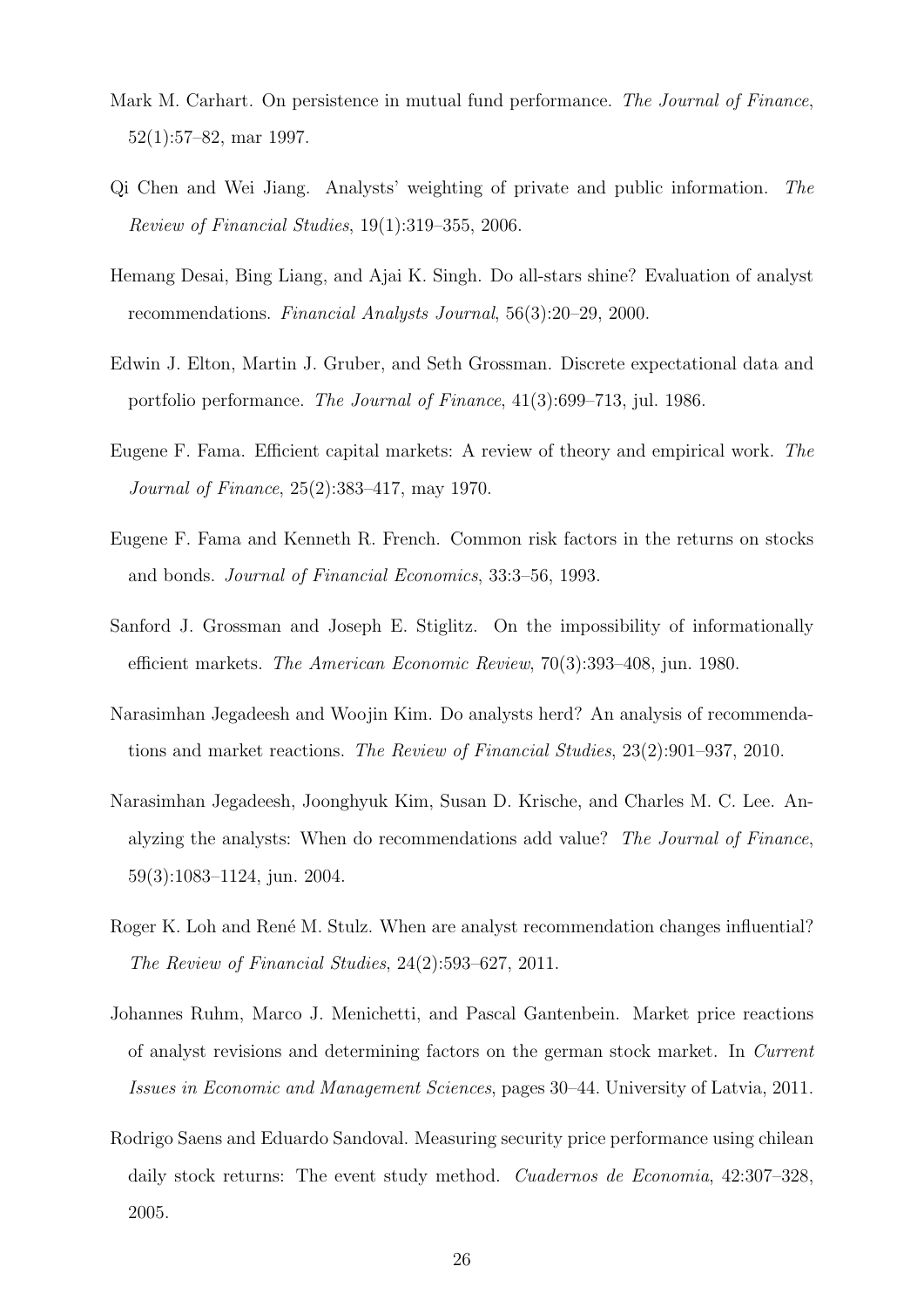Mark M. Carhart. On persistence in mutual fund performance. *The Journal of Finance*, 52(1):57–82, mar 1997.

Qi Chen and Wei Jiang. Analysts' weighting of private and public information. *The Review of Financial Studies*, 19(1):319–355, 2006.

Hemang Desai, Bing Liang, and Ajai K. Singh. Do all-stars shine? Evaluation of analyst recommendations. *Financial Analysts Journal*, 56(3):20–29, 2000.

Edwin J. Elton, Martin J. Gruber, and Seth Grossman. Discrete expectational data and portfolio performance. *The Journal of Finance*, 41(3):699–713, jul. 1986.

Eugene F. Fama. Efficient capital markets: A review of theory and empirical work. *The Journal of Finance*, 25(2):383–417, may 1970.

Eugene F. Fama and Kenneth R. French. Common risk factors in the returns on stocks and bonds. *Journal of Financial Economics*, 33:3–56, 1993.

Sanford J. Grossman and Joseph E. Stiglitz. On the impossibility of informationally efficient markets. *The American Economic Review*, 70(3):393–408, jun. 1980.

Narasimhan Jegadeesh and Woojin Kim. Do analysts herd? An analysis of recommendations and market reactions. *The Review of Financial Studies*, 23(2):901–937, 2010.

Narasimhan Jegadeesh, Joonghyuk Kim, Susan D. Krische, and Charles M. C. Lee. Analyzing the analysts: When do recommendations add value? *The Journal of Finance*, 59(3):1083–1124, jun. 2004.

Roger K. Loh and René M. Stulz. When are analyst recommendation changes influential? *The Review of Financial Studies*, 24(2):593–627, 2011.

Johannes Ruhm, Marco J. Menichetti, and Pascal Gantenbein. Market price reactions of analyst revisions and determining factors on the german stock market. In *Current Issues in Economic and Management Sciences*, pages 30–44. University of Latvia, 2011.

Rodrigo Saens and Eduardo Sandoval. Measuring security price performance using chilean daily stock returns: The event study method. *Cuadernos de Economia*, 42:307–328, 2005.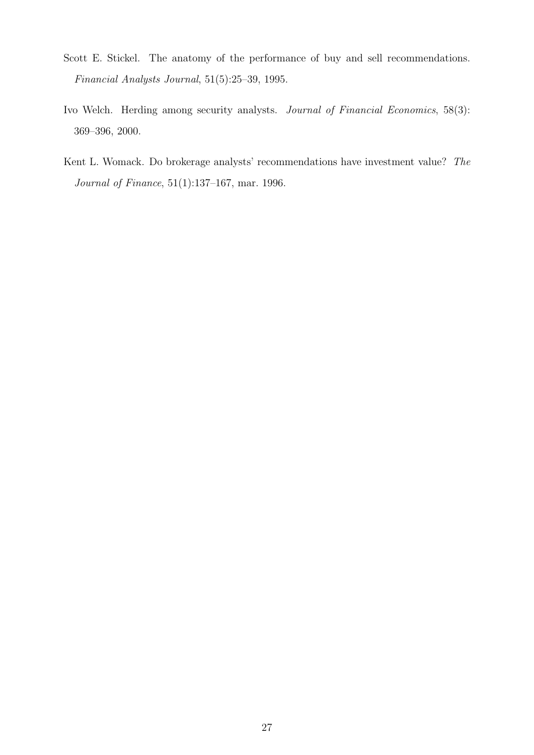Scott E. Stickel. The anatomy of the performance of buy and sell recommendations. *Financial Analysts Journal*, 51(5):25–39, 1995.

Ivo Welch. Herding among security analysts. *Journal of Financial Economics*, 58(3): 369–396, 2000.

Kent L. Womack. Do brokerage analysts' recommendations have investment value? *The Journal of Finance*, 51(1):137–167, mar. 1996.